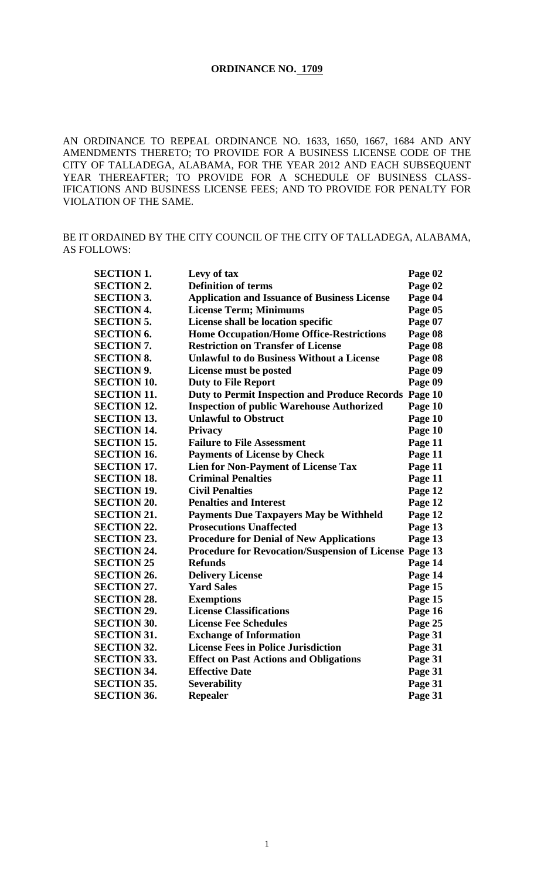# ORDINANCE NO. 1709

AN ORDINANCE TO REPEAL ORDINANCE NO. 1633, 1650, 1667, 1684 AND ANY AMENDMENTS THERETO; TO PROVIDE FOR A BUSINESS LICENSE CODE OF THE CITY OF TALLADEGA, ALABAMA, FOR THE YEAR 2012 AND EACH SUBSEQUENT YEAR THEREAFTER; TO PROVIDE FOR A SCHEDULE OF BUSINESS CLASSIFICATIONS AND BUSINESS LICENSE FEES; AND TO PROVIDE FOR PENALTY FOR VIOLATION OF THE SAME.

BE IT ORDAINED BY THE CITY COUNCIL OF THE CITY OF TALLADEGA, ALABAMA, AS FOLLOWS:

| | | |
|---|---|---|
| **SECTION 1.** | **Levy of tax** | **Page 02** |
| **SECTION 2.** | **Definition of terms** | **Page 02** |
| **SECTION 3.** | **Application and Issuance of Business License** | **Page 04** |
| **SECTION 4.** | **License Term; Minimums** | **Page 05** |
| **SECTION 5.** | **License shall be location specific** | **Page 07** |
| **SECTION 6.** | **Home Occupation/Home Office-Restrictions** | **Page 08** |
| **SECTION 7.** | **Restriction on Transfer of License** | **Page 08** |
| **SECTION 8.** | **Unlawful to do Business Without a License** | **Page 08** |
| **SECTION 9.** | **License must be posted** | **Page 09** |
| **SECTION 10.** | **Duty to File Report** | **Page 09** |
| **SECTION 11.** | **Duty to Permit Inspection and Produce Records** | **Page 10** |
| **SECTION 12.** | **Inspection of public Warehouse Authorized** | **Page 10** |
| **SECTION 13.** | **Unlawful to Obstruct** | **Page 10** |
| **SECTION 14.** | **Privacy** | **Page 10** |
| **SECTION 15.** | **Failure to File Assessment** | **Page 11** |
| **SECTION 16.** | **Payments of License by Check** | **Page 11** |
| **SECTION 17.** | **Lien for Non-Payment of License Tax** | **Page 11** |
| **SECTION 18.** | **Criminal Penalties** | **Page 11** |
| **SECTION 19.** | **Civil Penalties** | **Page 12** |
| **SECTION 20.** | **Penalties and Interest** | **Page 12** |
| **SECTION 21.** | **Payments Due Taxpayers May be Withheld** | **Page 12** |
| **SECTION 22.** | **Prosecutions Unaffected** | **Page 13** |
| **SECTION 23.** | **Procedure for Denial of New Applications** | **Page 13** |
| **SECTION 24.** | **Procedure for Revocation/Suspension of License** | **Page 13** |
| **SECTION 25** | **Refunds** | **Page 14** |
| **SECTION 26.** | **Delivery License** | **Page 14** |
| **SECTION 27.** | **Yard Sales** | **Page 15** |
| **SECTION 28.** | **Exemptions** | **Page 15** |
| **SECTION 29.** | **License Classifications** | **Page 16** |
| **SECTION 30.** | **License Fee Schedules** | **Page 25** |
| **SECTION 31.** | **Exchange of Information** | **Page 31** |
| **SECTION 32.** | **License Fees in Police Jurisdiction** | **Page 31** |
| **SECTION 33.** | **Effect on Past Actions and Obligations** | **Page 31** |
| **SECTION 34.** | **Effective Date** | **Page 31** |
| **SECTION 35.** | **Severability** | **Page 31** |
| **SECTION 36.** | **Repealer** | **Page 31** |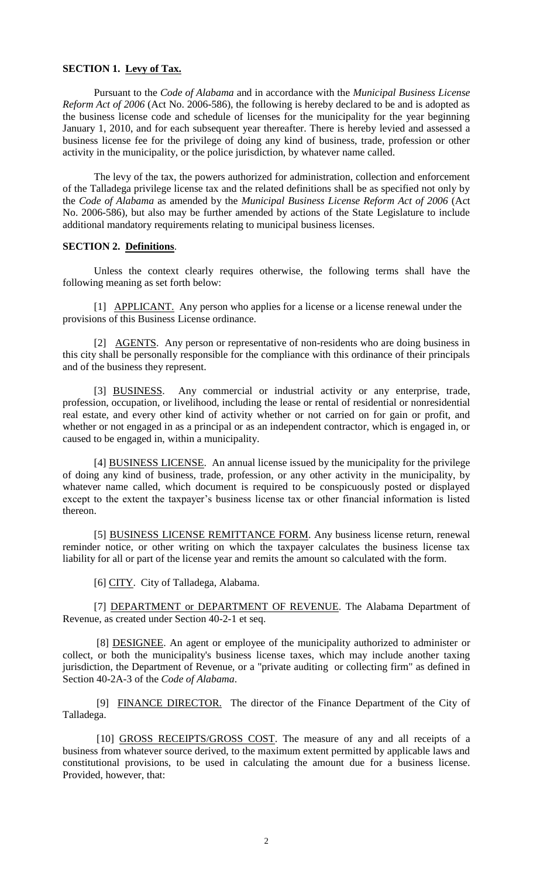**SECTION 1. Levy of Tax.**

Pursuant to the *Code of Alabama* and in accordance with the *Municipal Business License Reform Act of 2006* (Act No. 2006-586), the following is hereby declared to be and is adopted as the business license code and schedule of licenses for the municipality for the year beginning January 1, 2010, and for each subsequent year thereafter. There is hereby levied and assessed a business license fee for the privilege of doing any kind of business, trade, profession or other activity in the municipality, or the police jurisdiction, by whatever name called.

The levy of the tax, the powers authorized for administration, collection and enforcement of the Talladega privilege license tax and the related definitions shall be as specified not only by the *Code of Alabama* as amended by the *Municipal Business License Reform Act of 2006* (Act No. 2006-586), but also may be further amended by actions of the State Legislature to include additional mandatory requirements relating to municipal business licenses.

**SECTION 2. Definitions**.

Unless the context clearly requires otherwise, the following terms shall have the following meaning as set forth below:

[1] APPLICANT. Any person who applies for a license or a license renewal under the provisions of this Business License ordinance.

[2] AGENTS. Any person or representative of non-residents who are doing business in this city shall be personally responsible for the compliance with this ordinance of their principals and of the business they represent.

[3] BUSINESS. Any commercial or industrial activity or any enterprise, trade, profession, occupation, or livelihood, including the lease or rental of residential or nonresidential real estate, and every other kind of activity whether or not carried on for gain or profit, and whether or not engaged in as a principal or as an independent contractor, which is engaged in, or caused to be engaged in, within a municipality.

[4] BUSINESS LICENSE. An annual license issued by the municipality for the privilege of doing any kind of business, trade, profession, or any other activity in the municipality, by whatever name called, which document is required to be conspicuously posted or displayed except to the extent the taxpayer's business license tax or other financial information is listed thereon.

[5] BUSINESS LICENSE REMITTANCE FORM. Any business license return, renewal reminder notice, or other writing on which the taxpayer calculates the business license tax liability for all or part of the license year and remits the amount so calculated with the form.

[6] CITY. City of Talladega, Alabama.

[7] DEPARTMENT or DEPARTMENT OF REVENUE. The Alabama Department of Revenue, as created under Section 40-2-1 et seq.

[8] DESIGNEE. An agent or employee of the municipality authorized to administer or collect, or both the municipality's business license taxes, which may include another taxing jurisdiction, the Department of Revenue, or a "private auditing or collecting firm" as defined in Section 40-2A-3 of the *Code of Alabama*.

[9] FINANCE DIRECTOR. The director of the Finance Department of the City of Talladega.

[10] GROSS RECEIPTS/GROSS COST. The measure of any and all receipts of a business from whatever source derived, to the maximum extent permitted by applicable laws and constitutional provisions, to be used in calculating the amount due for a business license. Provided, however, that: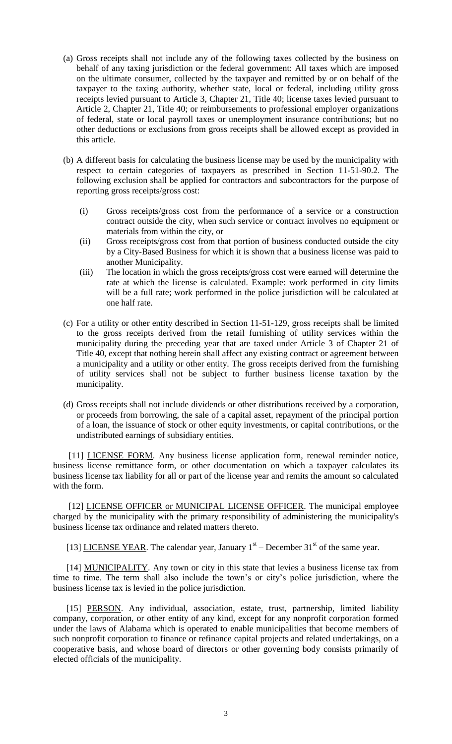(a) Gross receipts shall not include any of the following taxes collected by the business on behalf of any taxing jurisdiction or the federal government: All taxes which are imposed on the ultimate consumer, collected by the taxpayer and remitted by or on behalf of the taxpayer to the taxing authority, whether state, local or federal, including utility gross receipts levied pursuant to Article 3, Chapter 21, Title 40; license taxes levied pursuant to Article 2, Chapter 21, Title 40; or reimbursements to professional employer organizations of federal, state or local payroll taxes or unemployment insurance contributions; but no other deductions or exclusions from gross receipts shall be allowed except as provided in this article.

(b) A different basis for calculating the business license may be used by the municipality with respect to certain categories of taxpayers as prescribed in Section 11-51-90.2. The following exclusion shall be applied for contractors and subcontractors for the purpose of reporting gross receipts/gross cost:

  (i) Gross receipts/gross cost from the performance of a service or a construction contract outside the city, when such service or contract involves no equipment or materials from within the city, or

  (ii) Gross receipts/gross cost from that portion of business conducted outside the city by a City-Based Business for which it is shown that a business license was paid to another Municipality.

  (iii) The location in which the gross receipts/gross cost were earned will determine the rate at which the license is calculated. Example: work performed in city limits will be a full rate; work performed in the police jurisdiction will be calculated at one half rate.

(c) For a utility or other entity described in Section 11-51-129, gross receipts shall be limited to the gross receipts derived from the retail furnishing of utility services within the municipality during the preceding year that are taxed under Article 3 of Chapter 21 of Title 40, except that nothing herein shall affect any existing contract or agreement between a municipality and a utility or other entity. The gross receipts derived from the furnishing of utility services shall not be subject to further business license taxation by the municipality.

(d) Gross receipts shall not include dividends or other distributions received by a corporation, or proceeds from borrowing, the sale of a capital asset, repayment of the principal portion of a loan, the issuance of stock or other equity investments, or capital contributions, or the undistributed earnings of subsidiary entities.

[11] LICENSE FORM. Any business license application form, renewal reminder notice, business license remittance form, or other documentation on which a taxpayer calculates its business license tax liability for all or part of the license year and remits the amount so calculated with the form.

[12] LICENSE OFFICER or MUNICIPAL LICENSE OFFICER. The municipal employee charged by the municipality with the primary responsibility of administering the municipality's business license tax ordinance and related matters thereto.

[13] LICENSE YEAR. The calendar year, January 1st – December 31st of the same year.

[14] MUNICIPALITY. Any town or city in this state that levies a business license tax from time to time. The term shall also include the town's or city's police jurisdiction, where the business license tax is levied in the police jurisdiction.

[15] PERSON. Any individual, association, estate, trust, partnership, limited liability company, corporation, or other entity of any kind, except for any nonprofit corporation formed under the laws of Alabama which is operated to enable municipalities that become members of such nonprofit corporation to finance or refinance capital projects and related undertakings, on a cooperative basis, and whose board of directors or other governing body consists primarily of elected officials of the municipality.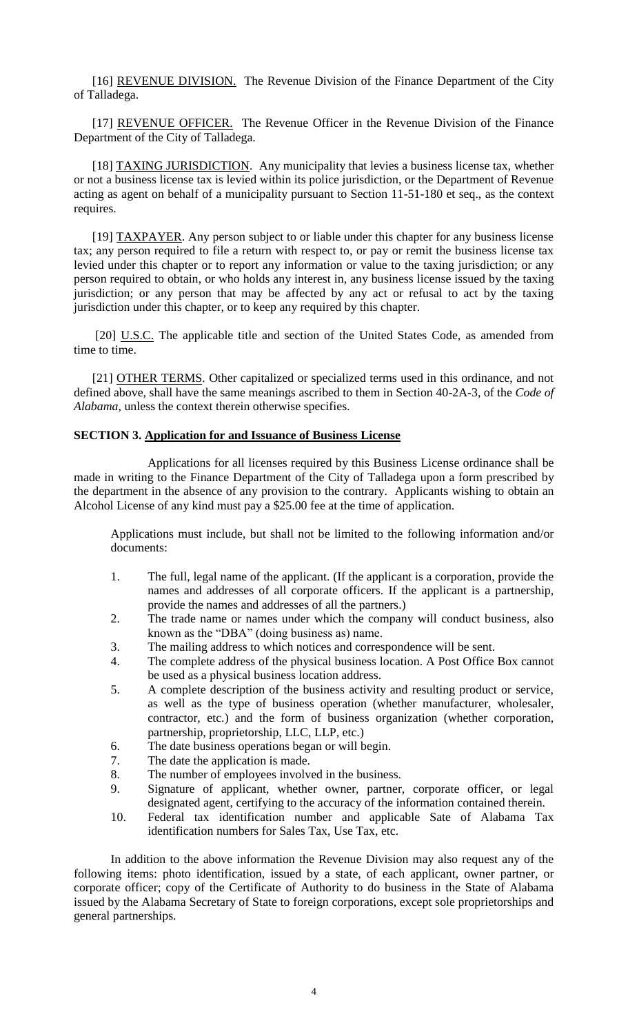[16] <u>REVENUE DIVISION.</u> The Revenue Division of the Finance Department of the City of Talladega.

[17] <u>REVENUE OFFICER.</u> The Revenue Officer in the Revenue Division of the Finance Department of the City of Talladega.

[18] <u>TAXING JURISDICTION</u>. Any municipality that levies a business license tax, whether or not a business license tax is levied within its police jurisdiction, or the Department of Revenue acting as agent on behalf of a municipality pursuant to Section 11-51-180 et seq., as the context requires.

[19] <u>TAXPAYER</u>. Any person subject to or liable under this chapter for any business license tax; any person required to file a return with respect to, or pay or remit the business license tax levied under this chapter or to report any information or value to the taxing jurisdiction; or any person required to obtain, or who holds any interest in, any business license issued by the taxing jurisdiction; or any person that may be affected by any act or refusal to act by the taxing jurisdiction under this chapter, or to keep any required by this chapter.

[20] <u>U.S.C.</u> The applicable title and section of the United States Code, as amended from time to time.

[21] <u>OTHER TERMS</u>. Other capitalized or specialized terms used in this ordinance, and not defined above, shall have the same meanings ascribed to them in Section 40-2A-3, of the *Code of Alabama*, unless the context therein otherwise specifies.

**SECTION 3. <u>Application for and Issuance of Business License</u>**

Applications for all licenses required by this Business License ordinance shall be made in writing to the Finance Department of the City of Talladega upon a form prescribed by the department in the absence of any provision to the contrary. Applicants wishing to obtain an Alcohol License of any kind must pay a $25.00 fee at the time of application.

Applications must include, but shall not be limited to the following information and/or documents:

1. The full, legal name of the applicant. (If the applicant is a corporation, provide the names and addresses of all corporate officers. If the applicant is a partnership, provide the names and addresses of all the partners.)
2. The trade name or names under which the company will conduct business, also known as the "DBA" (doing business as) name.
3. The mailing address to which notices and correspondence will be sent.
4. The complete address of the physical business location. A Post Office Box cannot be used as a physical business location address.
5. A complete description of the business activity and resulting product or service, as well as the type of business operation (whether manufacturer, wholesaler, contractor, etc.) and the form of business organization (whether corporation, partnership, proprietorship, LLC, LLP, etc.)
6. The date business operations began or will begin.
7. The date the application is made.
8. The number of employees involved in the business.
9. Signature of applicant, whether owner, partner, corporate officer, or legal designated agent, certifying to the accuracy of the information contained therein.
10. Federal tax identification number and applicable Sate of Alabama Tax identification numbers for Sales Tax, Use Tax, etc.

In addition to the above information the Revenue Division may also request any of the following items: photo identification, issued by a state, of each applicant, owner partner, or corporate officer; copy of the Certificate of Authority to do business in the State of Alabama issued by the Alabama Secretary of State to foreign corporations, except sole proprietorships and general partnerships.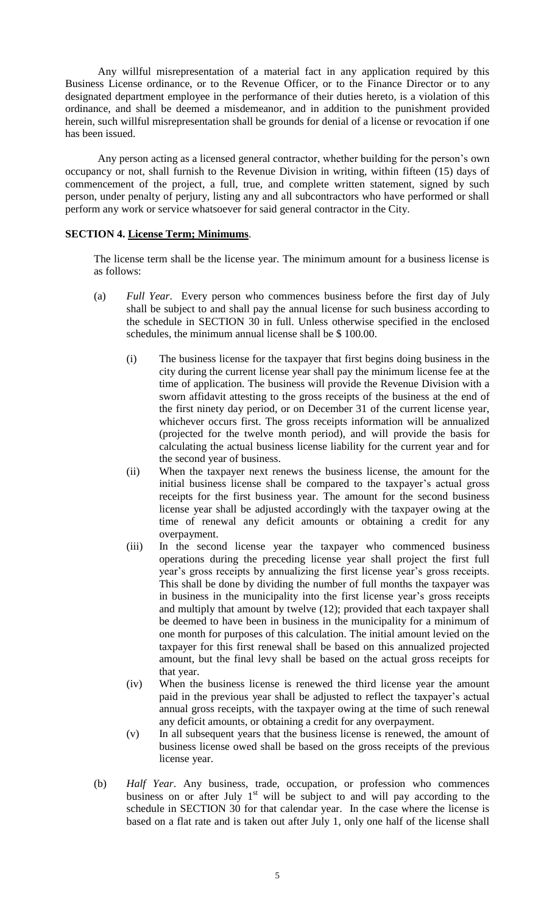Any willful misrepresentation of a material fact in any application required by this Business License ordinance, or to the Revenue Officer, or to the Finance Director or to any designated department employee in the performance of their duties hereto, is a violation of this ordinance, and shall be deemed a misdemeanor, and in addition to the punishment provided herein, such willful misrepresentation shall be grounds for denial of a license or revocation if one has been issued.

Any person acting as a licensed general contractor, whether building for the person's own occupancy or not, shall furnish to the Revenue Division in writing, within fifteen (15) days of commencement of the project, a full, true, and complete written statement, signed by such person, under penalty of perjury, listing any and all subcontractors who have performed or shall perform any work or service whatsoever for said general contractor in the City.

**SECTION 4. License Term; Minimums**.

The license term shall be the license year. The minimum amount for a business license is as follows:

(a) *Full Year*. Every person who commences business before the first day of July shall be subject to and shall pay the annual license for such business according to the schedule in SECTION 30 in full. Unless otherwise specified in the enclosed schedules, the minimum annual license shall be $ 100.00.

(i) The business license for the taxpayer that first begins doing business in the city during the current license year shall pay the minimum license fee at the time of application. The business will provide the Revenue Division with a sworn affidavit attesting to the gross receipts of the business at the end of the first ninety day period, or on December 31 of the current license year, whichever occurs first. The gross receipts information will be annualized (projected for the twelve month period), and will provide the basis for calculating the actual business license liability for the current year and for the second year of business.

(ii) When the taxpayer next renews the business license, the amount for the initial business license shall be compared to the taxpayer's actual gross receipts for the first business year. The amount for the second business license year shall be adjusted accordingly with the taxpayer owing at the time of renewal any deficit amounts or obtaining a credit for any overpayment.

(iii) In the second license year the taxpayer who commenced business operations during the preceding license year shall project the first full year's gross receipts by annualizing the first license year's gross receipts. This shall be done by dividing the number of full months the taxpayer was in business in the municipality into the first license year's gross receipts and multiply that amount by twelve (12); provided that each taxpayer shall be deemed to have been in business in the municipality for a minimum of one month for purposes of this calculation. The initial amount levied on the taxpayer for this first renewal shall be based on this annualized projected amount, but the final levy shall be based on the actual gross receipts for that year.

(iv) When the business license is renewed the third license year the amount paid in the previous year shall be adjusted to reflect the taxpayer's actual annual gross receipts, with the taxpayer owing at the time of such renewal any deficit amounts, or obtaining a credit for any overpayment.

(v) In all subsequent years that the business license is renewed, the amount of business license owed shall be based on the gross receipts of the previous license year.

(b) *Half Year*. Any business, trade, occupation, or profession who commences business on or after July 1st will be subject to and will pay according to the schedule in SECTION 30 for that calendar year. In the case where the license is based on a flat rate and is taken out after July 1, only one half of the license shall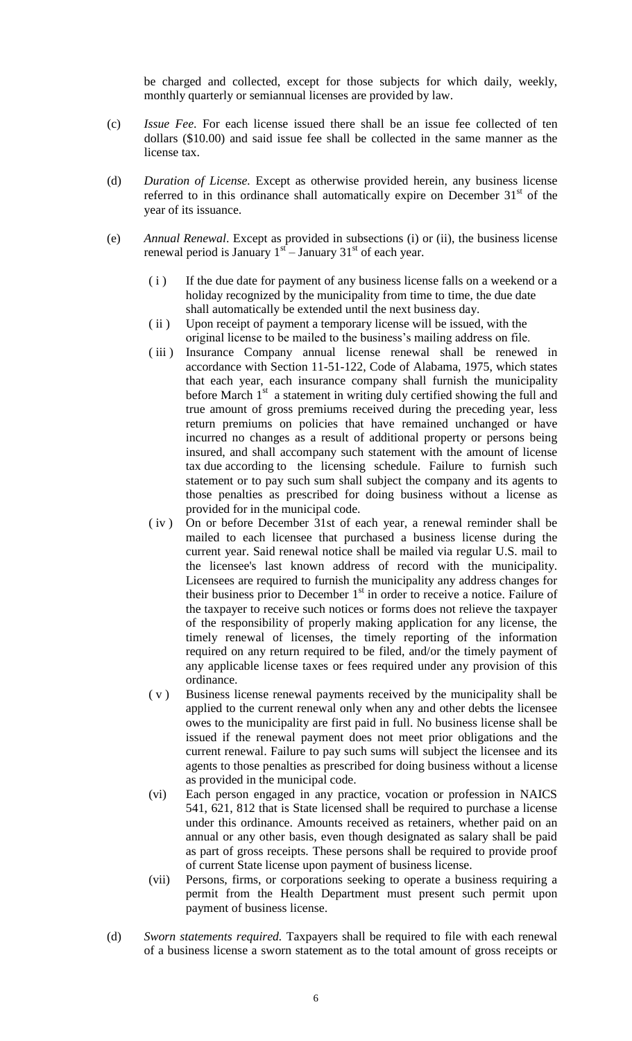be charged and collected, except for those subjects for which daily, weekly, monthly quarterly or semiannual licenses are provided by law.

(c) *Issue Fee*. For each license issued there shall be an issue fee collected of ten dollars ($10.00) and said issue fee shall be collected in the same manner as the license tax.

(d) *Duration of License.* Except as otherwise provided herein, any business license referred to in this ordinance shall automatically expire on December 31st of the year of its issuance.

(e) *Annual Renewal*. Except as provided in subsections (i) or (ii), the business license renewal period is January 1st – January 31st of each year.

( i ) If the due date for payment of any business license falls on a weekend or a holiday recognized by the municipality from time to time, the due date shall automatically be extended until the next business day.

( ii ) Upon receipt of payment a temporary license will be issued, with the original license to be mailed to the business's mailing address on file.

( iii ) Insurance Company annual license renewal shall be renewed in accordance with Section 11-51-122, Code of Alabama, 1975, which states that each year, each insurance company shall furnish the municipality before March 1st a statement in writing duly certified showing the full and true amount of gross premiums received during the preceding year, less return premiums on policies that have remained unchanged or have incurred no changes as a result of additional property or persons being insured, and shall accompany such statement with the amount of license tax due according to the licensing schedule. Failure to furnish such statement or to pay such sum shall subject the company and its agents to those penalties as prescribed for doing business without a license as provided for in the municipal code.

( iv ) On or before December 31st of each year, a renewal reminder shall be mailed to each licensee that purchased a business license during the current year. Said renewal notice shall be mailed via regular U.S. mail to the licensee's last known address of record with the municipality. Licensees are required to furnish the municipality any address changes for their business prior to December 1st in order to receive a notice. Failure of the taxpayer to receive such notices or forms does not relieve the taxpayer of the responsibility of properly making application for any license, the timely renewal of licenses, the timely reporting of the information required on any return required to be filed, and/or the timely payment of any applicable license taxes or fees required under any provision of this ordinance.

( v ) Business license renewal payments received by the municipality shall be applied to the current renewal only when any and other debts the licensee owes to the municipality are first paid in full. No business license shall be issued if the renewal payment does not meet prior obligations and the current renewal. Failure to pay such sums will subject the licensee and its agents to those penalties as prescribed for doing business without a license as provided in the municipal code.

(vi) Each person engaged in any practice, vocation or profession in NAICS 541, 621, 812 that is State licensed shall be required to purchase a license under this ordinance. Amounts received as retainers, whether paid on an annual or any other basis, even though designated as salary shall be paid as part of gross receipts. These persons shall be required to provide proof of current State license upon payment of business license.

(vii) Persons, firms, or corporations seeking to operate a business requiring a permit from the Health Department must present such permit upon payment of business license.

(d) *Sworn statements required.* Taxpayers shall be required to file with each renewal of a business license a sworn statement as to the total amount of gross receipts or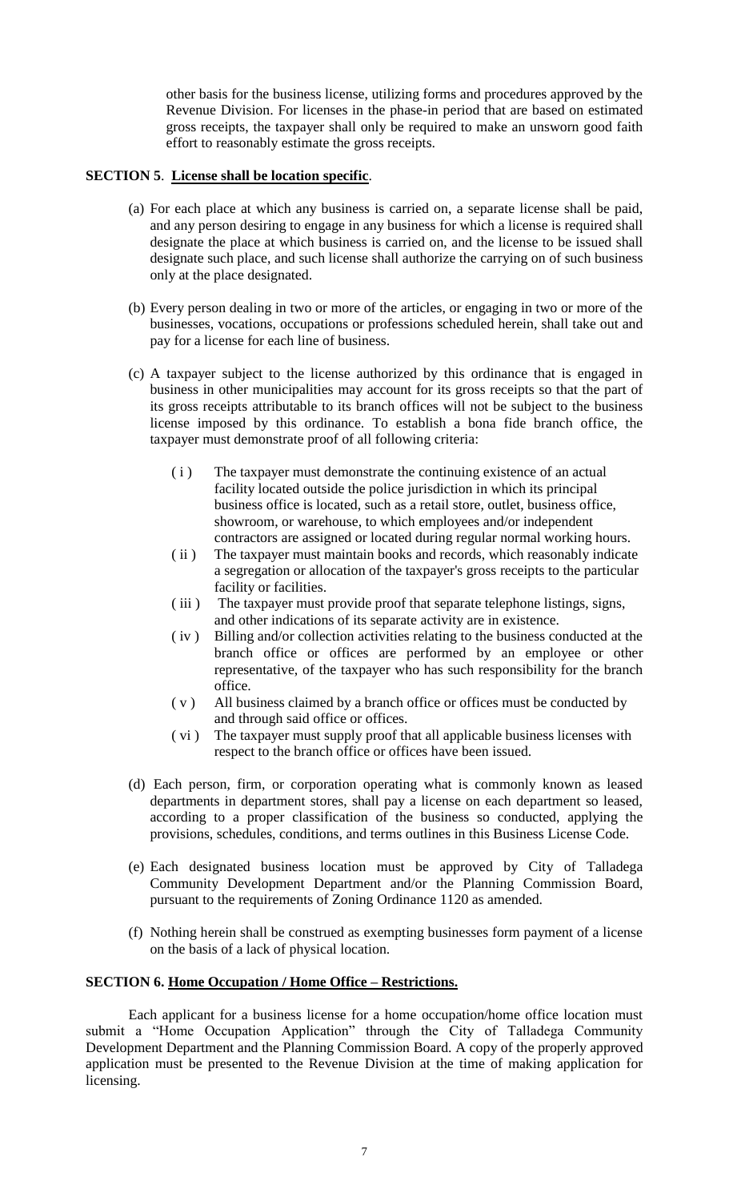other basis for the business license, utilizing forms and procedures approved by the Revenue Division. For licenses in the phase-in period that are based on estimated gross receipts, the taxpayer shall only be required to make an unsworn good faith effort to reasonably estimate the gross receipts.

**SECTION 5**. **License shall be location specific**.

(a) For each place at which any business is carried on, a separate license shall be paid, and any person desiring to engage in any business for which a license is required shall designate the place at which business is carried on, and the license to be issued shall designate such place, and such license shall authorize the carrying on of such business only at the place designated.

(b) Every person dealing in two or more of the articles, or engaging in two or more of the businesses, vocations, occupations or professions scheduled herein, shall take out and pay for a license for each line of business.

(c) A taxpayer subject to the license authorized by this ordinance that is engaged in business in other municipalities may account for its gross receipts so that the part of its gross receipts attributable to its branch offices will not be subject to the business license imposed by this ordinance. To establish a bona fide branch office, the taxpayer must demonstrate proof of all following criteria:

( i ) The taxpayer must demonstrate the continuing existence of an actual facility located outside the police jurisdiction in which its principal business office is located, such as a retail store, outlet, business office, showroom, or warehouse, to which employees and/or independent contractors are assigned or located during regular normal working hours.

( ii ) The taxpayer must maintain books and records, which reasonably indicate a segregation or allocation of the taxpayer's gross receipts to the particular facility or facilities.

( iii ) The taxpayer must provide proof that separate telephone listings, signs, and other indications of its separate activity are in existence.

( iv ) Billing and/or collection activities relating to the business conducted at the branch office or offices are performed by an employee or other representative, of the taxpayer who has such responsibility for the branch office.

( v ) All business claimed by a branch office or offices must be conducted by and through said office or offices.

( vi ) The taxpayer must supply proof that all applicable business licenses with respect to the branch office or offices have been issued.

(d) Each person, firm, or corporation operating what is commonly known as leased departments in department stores, shall pay a license on each department so leased, according to a proper classification of the business so conducted, applying the provisions, schedules, conditions, and terms outlines in this Business License Code.

(e) Each designated business location must be approved by City of Talladega Community Development Department and/or the Planning Commission Board, pursuant to the requirements of Zoning Ordinance 1120 as amended.

(f) Nothing herein shall be construed as exempting businesses form payment of a license on the basis of a lack of physical location.

**SECTION 6. Home Occupation / Home Office – Restrictions.**

Each applicant for a business license for a home occupation/home office location must submit a "Home Occupation Application" through the City of Talladega Community Development Department and the Planning Commission Board. A copy of the properly approved application must be presented to the Revenue Division at the time of making application for licensing.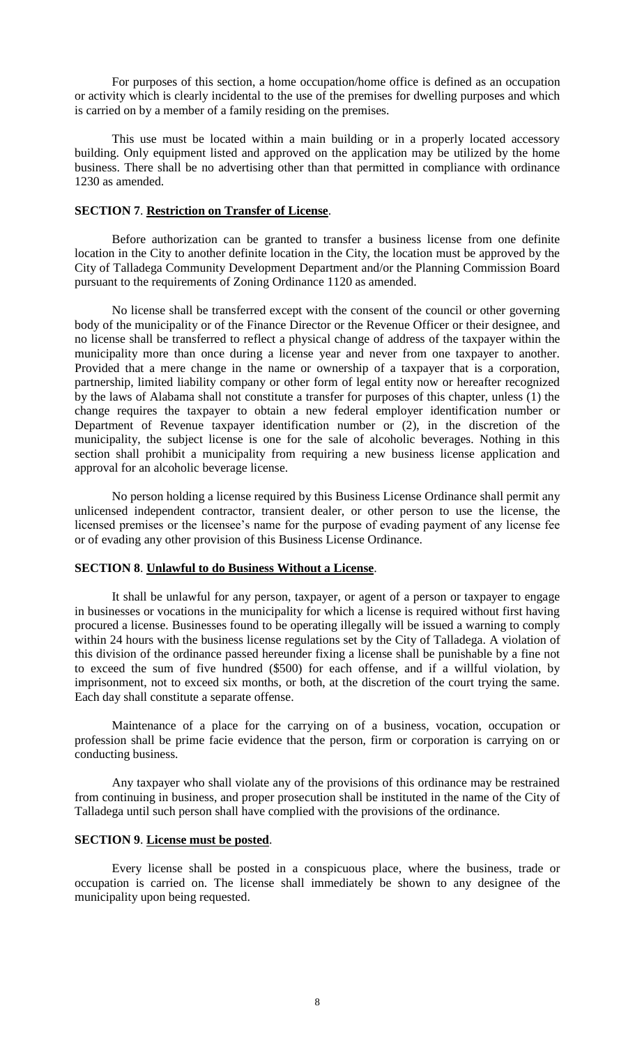For purposes of this section, a home occupation/home office is defined as an occupation or activity which is clearly incidental to the use of the premises for dwelling purposes and which is carried on by a member of a family residing on the premises.

This use must be located within a main building or in a properly located accessory building. Only equipment listed and approved on the application may be utilized by the home business. There shall be no advertising other than that permitted in compliance with ordinance 1230 as amended.

**SECTION 7**. **Restriction on Transfer of License**.

Before authorization can be granted to transfer a business license from one definite location in the City to another definite location in the City, the location must be approved by the City of Talladega Community Development Department and/or the Planning Commission Board pursuant to the requirements of Zoning Ordinance 1120 as amended.

No license shall be transferred except with the consent of the council or other governing body of the municipality or of the Finance Director or the Revenue Officer or their designee, and no license shall be transferred to reflect a physical change of address of the taxpayer within the municipality more than once during a license year and never from one taxpayer to another. Provided that a mere change in the name or ownership of a taxpayer that is a corporation, partnership, limited liability company or other form of legal entity now or hereafter recognized by the laws of Alabama shall not constitute a transfer for purposes of this chapter, unless (1) the change requires the taxpayer to obtain a new federal employer identification number or Department of Revenue taxpayer identification number or (2), in the discretion of the municipality, the subject license is one for the sale of alcoholic beverages. Nothing in this section shall prohibit a municipality from requiring a new business license application and approval for an alcoholic beverage license.

No person holding a license required by this Business License Ordinance shall permit any unlicensed independent contractor, transient dealer, or other person to use the license, the licensed premises or the licensee's name for the purpose of evading payment of any license fee or of evading any other provision of this Business License Ordinance.

**SECTION 8**. **Unlawful to do Business Without a License**.

It shall be unlawful for any person, taxpayer, or agent of a person or taxpayer to engage in businesses or vocations in the municipality for which a license is required without first having procured a license. Businesses found to be operating illegally will be issued a warning to comply within 24 hours with the business license regulations set by the City of Talladega. A violation of this division of the ordinance passed hereunder fixing a license shall be punishable by a fine not to exceed the sum of five hundred ($500) for each offense, and if a willful violation, by imprisonment, not to exceed six months, or both, at the discretion of the court trying the same. Each day shall constitute a separate offense.

Maintenance of a place for the carrying on of a business, vocation, occupation or profession shall be prime facie evidence that the person, firm or corporation is carrying on or conducting business.

Any taxpayer who shall violate any of the provisions of this ordinance may be restrained from continuing in business, and proper prosecution shall be instituted in the name of the City of Talladega until such person shall have complied with the provisions of the ordinance.

**SECTION 9**. **License must be posted**.

Every license shall be posted in a conspicuous place, where the business, trade or occupation is carried on. The license shall immediately be shown to any designee of the municipality upon being requested.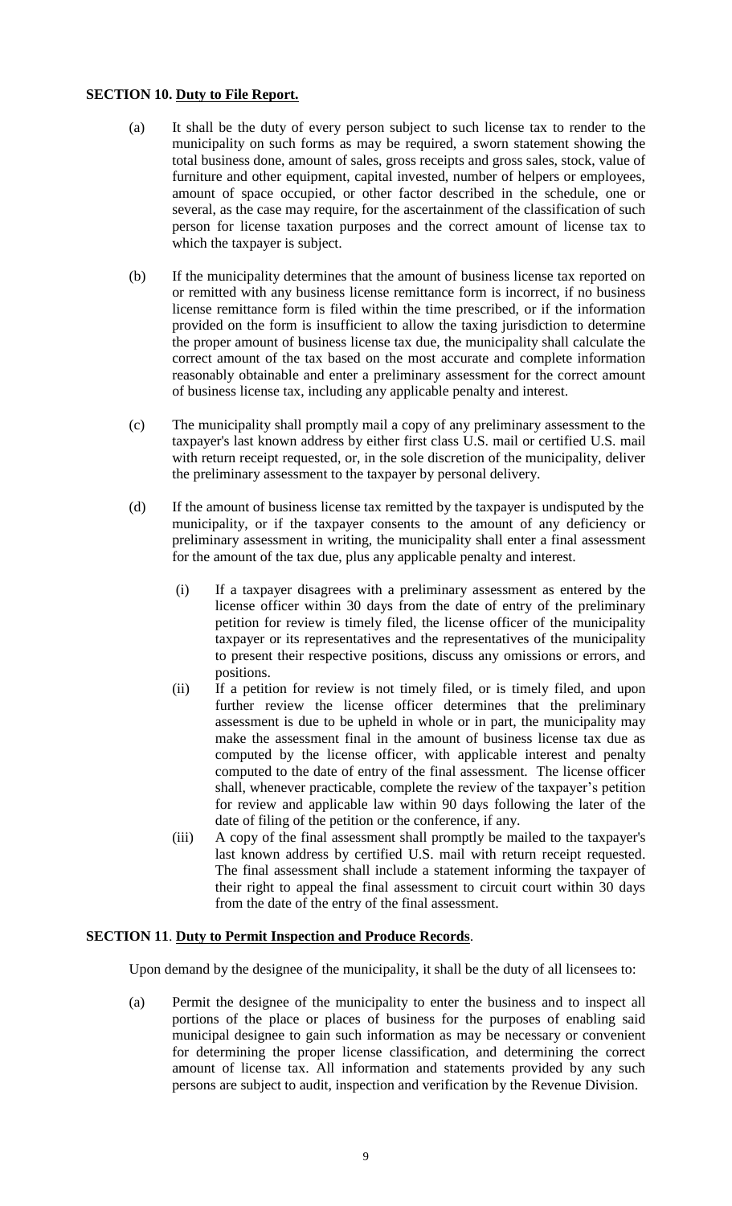**SECTION 10. Duty to File Report.**

(a) It shall be the duty of every person subject to such license tax to render to the municipality on such forms as may be required, a sworn statement showing the total business done, amount of sales, gross receipts and gross sales, stock, value of furniture and other equipment, capital invested, number of helpers or employees, amount of space occupied, or other factor described in the schedule, one or several, as the case may require, for the ascertainment of the classification of such person for license taxation purposes and the correct amount of license tax to which the taxpayer is subject.

(b) If the municipality determines that the amount of business license tax reported on or remitted with any business license remittance form is incorrect, if no business license remittance form is filed within the time prescribed, or if the information provided on the form is insufficient to allow the taxing jurisdiction to determine the proper amount of business license tax due, the municipality shall calculate the correct amount of the tax based on the most accurate and complete information reasonably obtainable and enter a preliminary assessment for the correct amount of business license tax, including any applicable penalty and interest.

(c) The municipality shall promptly mail a copy of any preliminary assessment to the taxpayer's last known address by either first class U.S. mail or certified U.S. mail with return receipt requested, or, in the sole discretion of the municipality, deliver the preliminary assessment to the taxpayer by personal delivery.

(d) If the amount of business license tax remitted by the taxpayer is undisputed by the municipality, or if the taxpayer consents to the amount of any deficiency or preliminary assessment in writing, the municipality shall enter a final assessment for the amount of the tax due, plus any applicable penalty and interest.

   (i) If a taxpayer disagrees with a preliminary assessment as entered by the license officer within 30 days from the date of entry of the preliminary petition for review is timely filed, the license officer of the municipality taxpayer or its representatives and the representatives of the municipality to present their respective positions, discuss any omissions or errors, and positions.

   (ii) If a petition for review is not timely filed, or is timely filed, and upon further review the license officer determines that the preliminary assessment is due to be upheld in whole or in part, the municipality may make the assessment final in the amount of business license tax due as computed by the license officer, with applicable interest and penalty computed to the date of entry of the final assessment. The license officer shall, whenever practicable, complete the review of the taxpayer's petition for review and applicable law within 90 days following the later of the date of filing of the petition or the conference, if any.

   (iii) A copy of the final assessment shall promptly be mailed to the taxpayer's last known address by certified U.S. mail with return receipt requested. The final assessment shall include a statement informing the taxpayer of their right to appeal the final assessment to circuit court within 30 days from the date of the entry of the final assessment.

**SECTION 11**. **Duty to Permit Inspection and Produce Records**.

Upon demand by the designee of the municipality, it shall be the duty of all licensees to:

(a) Permit the designee of the municipality to enter the business and to inspect all portions of the place or places of business for the purposes of enabling said municipal designee to gain such information as may be necessary or convenient for determining the proper license classification, and determining the correct amount of license tax. All information and statements provided by any such persons are subject to audit, inspection and verification by the Revenue Division.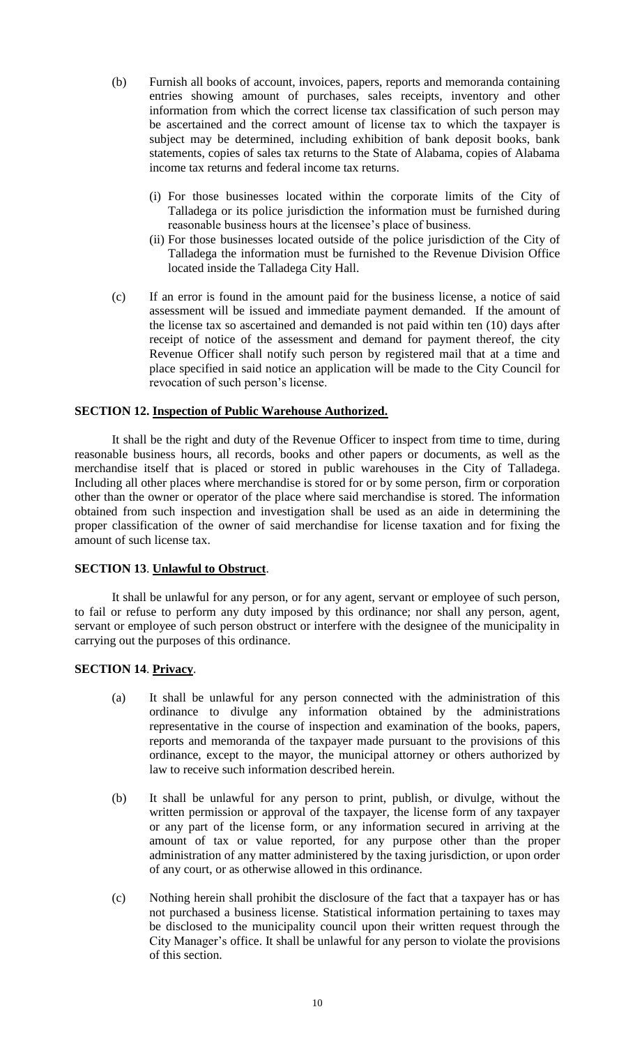(b) Furnish all books of account, invoices, papers, reports and memoranda containing entries showing amount of purchases, sales receipts, inventory and other information from which the correct license tax classification of such person may be ascertained and the correct amount of license tax to which the taxpayer is subject may be determined, including exhibition of bank deposit books, bank statements, copies of sales tax returns to the State of Alabama, copies of Alabama income tax returns and federal income tax returns.

   (i) For those businesses located within the corporate limits of the City of Talladega or its police jurisdiction the information must be furnished during reasonable business hours at the licensee's place of business.

   (ii) For those businesses located outside of the police jurisdiction of the City of Talladega the information must be furnished to the Revenue Division Office located inside the Talladega City Hall.

(c) If an error is found in the amount paid for the business license, a notice of said assessment will be issued and immediate payment demanded. If the amount of the license tax so ascertained and demanded is not paid within ten (10) days after receipt of notice of the assessment and demand for payment thereof, the city Revenue Officer shall notify such person by registered mail that at a time and place specified in said notice an application will be made to the City Council for revocation of such person's license.

## SECTION 12. Inspection of Public Warehouse Authorized.

It shall be the right and duty of the Revenue Officer to inspect from time to time, during reasonable business hours, all records, books and other papers or documents, as well as the merchandise itself that is placed or stored in public warehouses in the City of Talladega. Including all other places where merchandise is stored for or by some person, firm or corporation other than the owner or operator of the place where said merchandise is stored. The information obtained from such inspection and investigation shall be used as an aide in determining the proper classification of the owner of said merchandise for license taxation and for fixing the amount of such license tax.

## SECTION 13. Unlawful to Obstruct.

It shall be unlawful for any person, or for any agent, servant or employee of such person, to fail or refuse to perform any duty imposed by this ordinance; nor shall any person, agent, servant or employee of such person obstruct or interfere with the designee of the municipality in carrying out the purposes of this ordinance.

## SECTION 14. Privacy.

(a) It shall be unlawful for any person connected with the administration of this ordinance to divulge any information obtained by the administrations representative in the course of inspection and examination of the books, papers, reports and memoranda of the taxpayer made pursuant to the provisions of this ordinance, except to the mayor, the municipal attorney or others authorized by law to receive such information described herein.

(b) It shall be unlawful for any person to print, publish, or divulge, without the written permission or approval of the taxpayer, the license form of any taxpayer or any part of the license form, or any information secured in arriving at the amount of tax or value reported, for any purpose other than the proper administration of any matter administered by the taxing jurisdiction, or upon order of any court, or as otherwise allowed in this ordinance.

(c) Nothing herein shall prohibit the disclosure of the fact that a taxpayer has or has not purchased a business license. Statistical information pertaining to taxes may be disclosed to the municipality council upon their written request through the City Manager's office. It shall be unlawful for any person to violate the provisions of this section.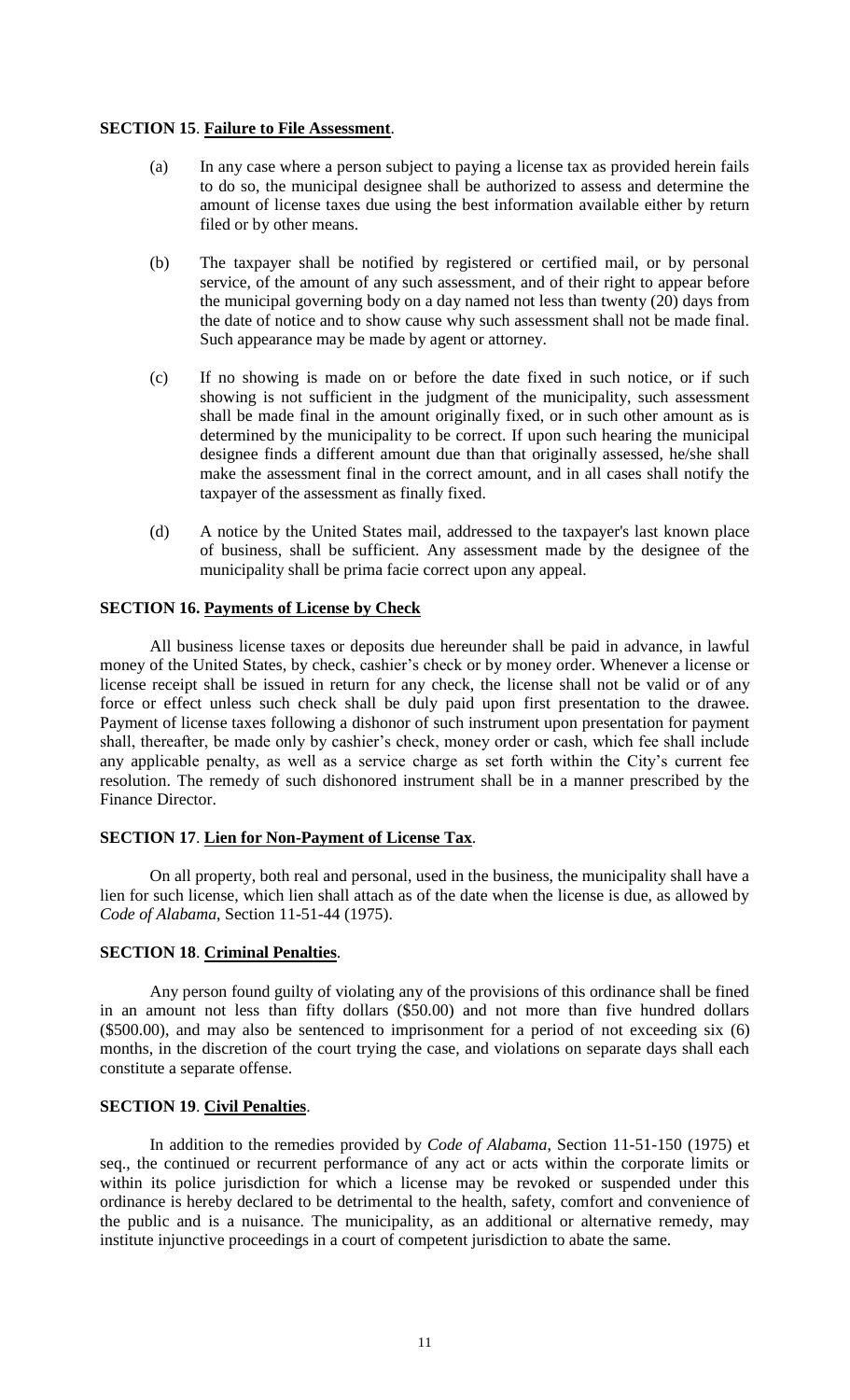**SECTION 15**. **Failure to File Assessment**.

(a) In any case where a person subject to paying a license tax as provided herein fails to do so, the municipal designee shall be authorized to assess and determine the amount of license taxes due using the best information available either by return filed or by other means.

(b) The taxpayer shall be notified by registered or certified mail, or by personal service, of the amount of any such assessment, and of their right to appear before the municipal governing body on a day named not less than twenty (20) days from the date of notice and to show cause why such assessment shall not be made final. Such appearance may be made by agent or attorney.

(c) If no showing is made on or before the date fixed in such notice, or if such showing is not sufficient in the judgment of the municipality, such assessment shall be made final in the amount originally fixed, or in such other amount as is determined by the municipality to be correct. If upon such hearing the municipal designee finds a different amount due than that originally assessed, he/she shall make the assessment final in the correct amount, and in all cases shall notify the taxpayer of the assessment as finally fixed.

(d) A notice by the United States mail, addressed to the taxpayer's last known place of business, shall be sufficient. Any assessment made by the designee of the municipality shall be prima facie correct upon any appeal.

**SECTION 16. Payments of License by Check**

All business license taxes or deposits due hereunder shall be paid in advance, in lawful money of the United States, by check, cashier's check or by money order. Whenever a license or license receipt shall be issued in return for any check, the license shall not be valid or of any force or effect unless such check shall be duly paid upon first presentation to the drawee. Payment of license taxes following a dishonor of such instrument upon presentation for payment shall, thereafter, be made only by cashier's check, money order or cash, which fee shall include any applicable penalty, as well as a service charge as set forth within the City's current fee resolution. The remedy of such dishonored instrument shall be in a manner prescribed by the Finance Director.

**SECTION 17**. **Lien for Non-Payment of License Tax**.

On all property, both real and personal, used in the business, the municipality shall have a lien for such license, which lien shall attach as of the date when the license is due, as allowed by *Code of Alabama*, Section 11-51-44 (1975).

**SECTION 18**. **Criminal Penalties**.

Any person found guilty of violating any of the provisions of this ordinance shall be fined in an amount not less than fifty dollars ($50.00) and not more than five hundred dollars ($500.00), and may also be sentenced to imprisonment for a period of not exceeding six (6) months, in the discretion of the court trying the case, and violations on separate days shall each constitute a separate offense.

**SECTION 19**. **Civil Penalties**.

In addition to the remedies provided by *Code of Alabama*, Section 11-51-150 (1975) et seq., the continued or recurrent performance of any act or acts within the corporate limits or within its police jurisdiction for which a license may be revoked or suspended under this ordinance is hereby declared to be detrimental to the health, safety, comfort and convenience of the public and is a nuisance. The municipality, as an additional or alternative remedy, may institute injunctive proceedings in a court of competent jurisdiction to abate the same.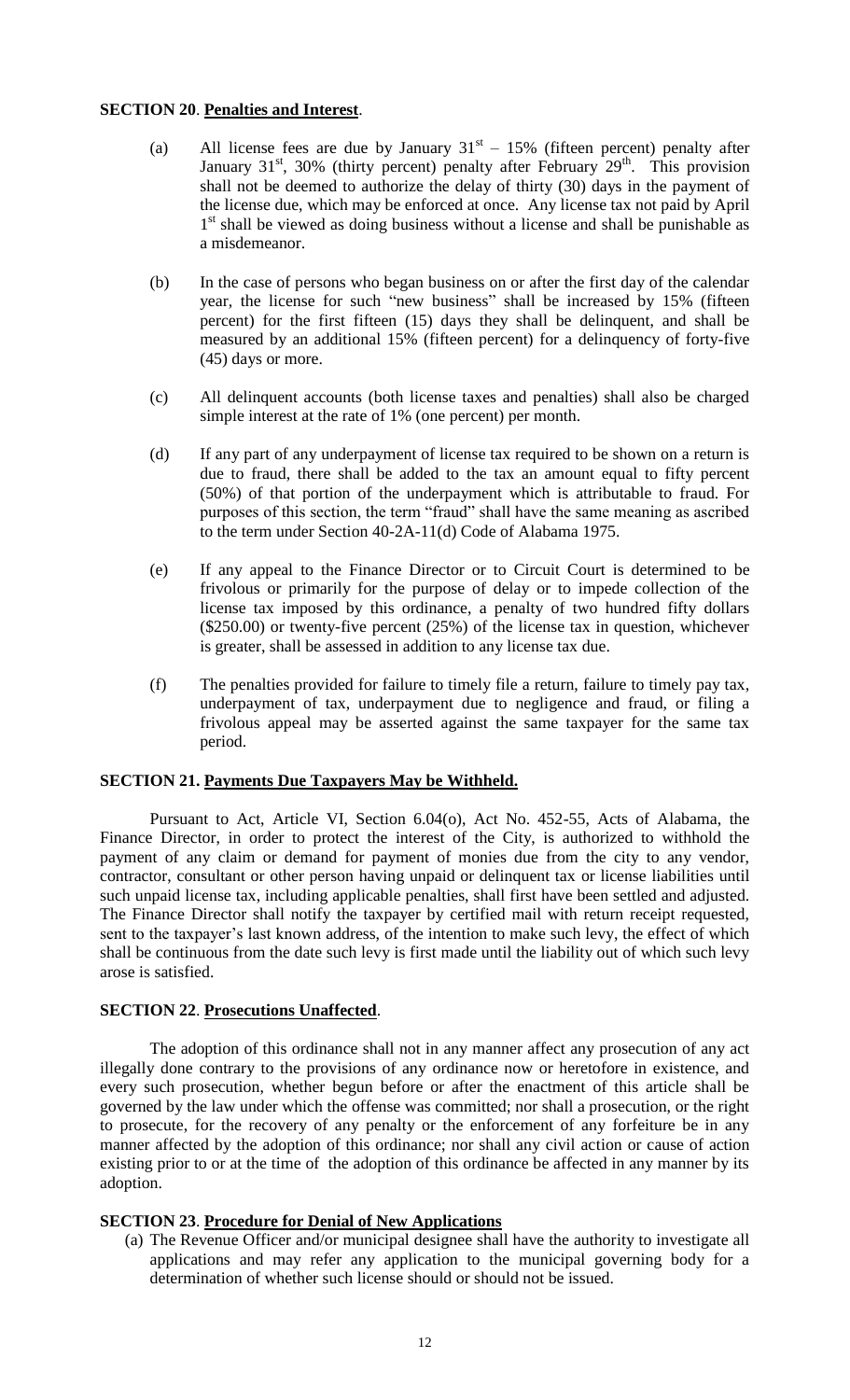**SECTION 20**. **Penalties and Interest**.

(a) All license fees are due by January 31st – 15% (fifteen percent) penalty after January 31st, 30% (thirty percent) penalty after February 29th. This provision shall not be deemed to authorize the delay of thirty (30) days in the payment of the license due, which may be enforced at once. Any license tax not paid by April 1st shall be viewed as doing business without a license and shall be punishable as a misdemeanor.

(b) In the case of persons who began business on or after the first day of the calendar year, the license for such "new business" shall be increased by 15% (fifteen percent) for the first fifteen (15) days they shall be delinquent, and shall be measured by an additional 15% (fifteen percent) for a delinquency of forty-five (45) days or more.

(c) All delinquent accounts (both license taxes and penalties) shall also be charged simple interest at the rate of 1% (one percent) per month.

(d) If any part of any underpayment of license tax required to be shown on a return is due to fraud, there shall be added to the tax an amount equal to fifty percent (50%) of that portion of the underpayment which is attributable to fraud. For purposes of this section, the term "fraud" shall have the same meaning as ascribed to the term under Section 40-2A-11(d) Code of Alabama 1975.

(e) If any appeal to the Finance Director or to Circuit Court is determined to be frivolous or primarily for the purpose of delay or to impede collection of the license tax imposed by this ordinance, a penalty of two hundred fifty dollars ($250.00) or twenty-five percent (25%) of the license tax in question, whichever is greater, shall be assessed in addition to any license tax due.

(f) The penalties provided for failure to timely file a return, failure to timely pay tax, underpayment of tax, underpayment due to negligence and fraud, or filing a frivolous appeal may be asserted against the same taxpayer for the same tax period.

**SECTION 21. Payments Due Taxpayers May be Withheld.**

Pursuant to Act, Article VI, Section 6.04(o), Act No. 452-55, Acts of Alabama, the Finance Director, in order to protect the interest of the City, is authorized to withhold the payment of any claim or demand for payment of monies due from the city to any vendor, contractor, consultant or other person having unpaid or delinquent tax or license liabilities until such unpaid license tax, including applicable penalties, shall first have been settled and adjusted. The Finance Director shall notify the taxpayer by certified mail with return receipt requested, sent to the taxpayer's last known address, of the intention to make such levy, the effect of which shall be continuous from the date such levy is first made until the liability out of which such levy arose is satisfied.

**SECTION 22**. **Prosecutions Unaffected**.

The adoption of this ordinance shall not in any manner affect any prosecution of any act illegally done contrary to the provisions of any ordinance now or heretofore in existence, and every such prosecution, whether begun before or after the enactment of this article shall be governed by the law under which the offense was committed; nor shall a prosecution, or the right to prosecute, for the recovery of any penalty or the enforcement of any forfeiture be in any manner affected by the adoption of this ordinance; nor shall any civil action or cause of action existing prior to or at the time of the adoption of this ordinance be affected in any manner by its adoption.

**SECTION 23**. **Procedure for Denial of New Applications**

(a) The Revenue Officer and/or municipal designee shall have the authority to investigate all applications and may refer any application to the municipal governing body for a determination of whether such license should or should not be issued.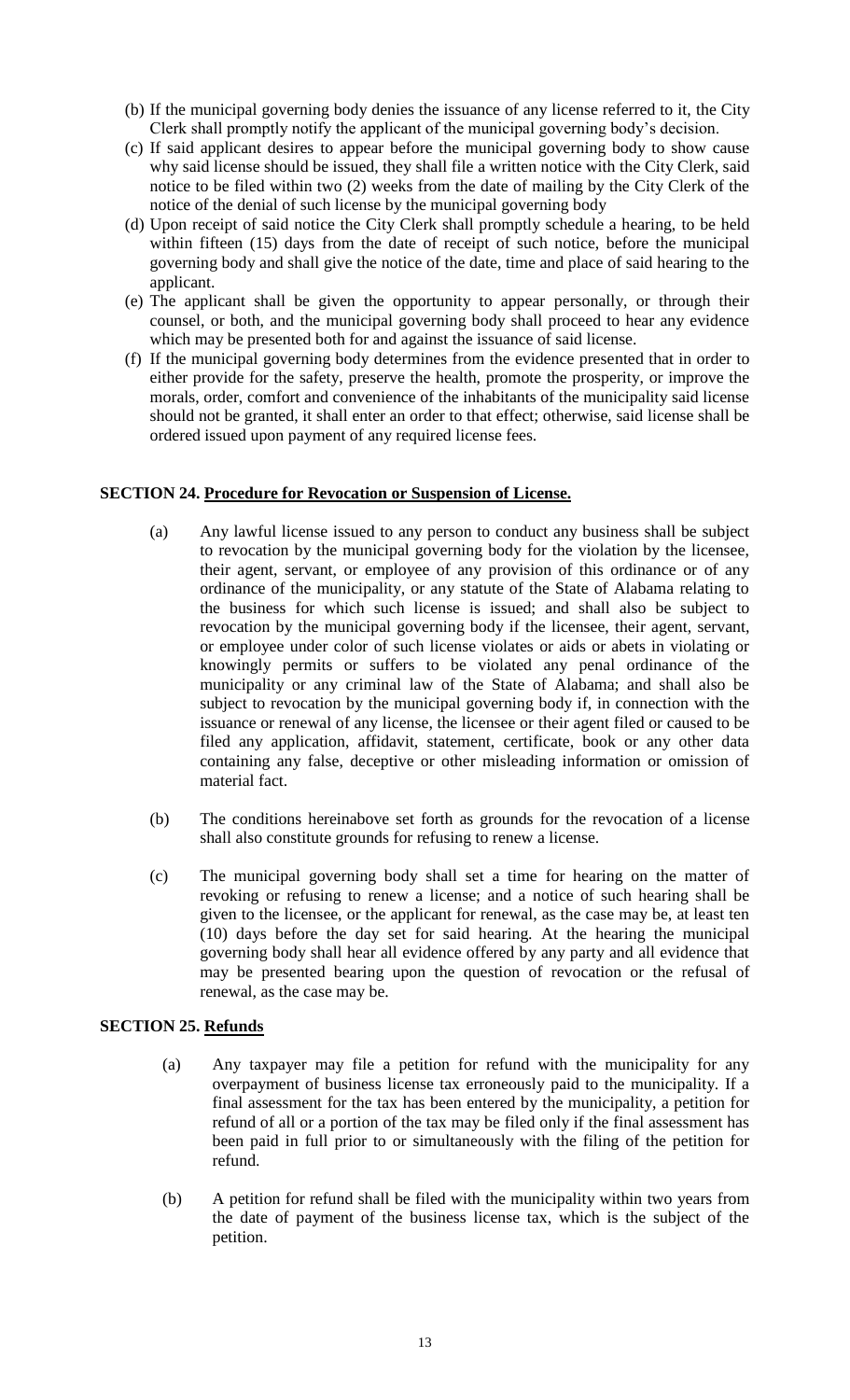(b) If the municipal governing body denies the issuance of any license referred to it, the City Clerk shall promptly notify the applicant of the municipal governing body's decision.

(c) If said applicant desires to appear before the municipal governing body to show cause why said license should be issued, they shall file a written notice with the City Clerk, said notice to be filed within two (2) weeks from the date of mailing by the City Clerk of the notice of the denial of such license by the municipal governing body

(d) Upon receipt of said notice the City Clerk shall promptly schedule a hearing, to be held within fifteen (15) days from the date of receipt of such notice, before the municipal governing body and shall give the notice of the date, time and place of said hearing to the applicant.

(e) The applicant shall be given the opportunity to appear personally, or through their counsel, or both, and the municipal governing body shall proceed to hear any evidence which may be presented both for and against the issuance of said license.

(f) If the municipal governing body determines from the evidence presented that in order to either provide for the safety, preserve the health, promote the prosperity, or improve the morals, order, comfort and convenience of the inhabitants of the municipality said license should not be granted, it shall enter an order to that effect; otherwise, said license shall be ordered issued upon payment of any required license fees.

**SECTION 24. Procedure for Revocation or Suspension of License.**

(a) Any lawful license issued to any person to conduct any business shall be subject to revocation by the municipal governing body for the violation by the licensee, their agent, servant, or employee of any provision of this ordinance or of any ordinance of the municipality, or any statute of the State of Alabama relating to the business for which such license is issued; and shall also be subject to revocation by the municipal governing body if the licensee, their agent, servant, or employee under color of such license violates or aids or abets in violating or knowingly permits or suffers to be violated any penal ordinance of the municipality or any criminal law of the State of Alabama; and shall also be subject to revocation by the municipal governing body if, in connection with the issuance or renewal of any license, the licensee or their agent filed or caused to be filed any application, affidavit, statement, certificate, book or any other data containing any false, deceptive or other misleading information or omission of material fact.

(b) The conditions hereinabove set forth as grounds for the revocation of a license shall also constitute grounds for refusing to renew a license.

(c) The municipal governing body shall set a time for hearing on the matter of revoking or refusing to renew a license; and a notice of such hearing shall be given to the licensee, or the applicant for renewal, as the case may be, at least ten (10) days before the day set for said hearing. At the hearing the municipal governing body shall hear all evidence offered by any party and all evidence that may be presented bearing upon the question of revocation or the refusal of renewal, as the case may be.

**SECTION 25. Refunds**

(a) Any taxpayer may file a petition for refund with the municipality for any overpayment of business license tax erroneously paid to the municipality. If a final assessment for the tax has been entered by the municipality, a petition for refund of all or a portion of the tax may be filed only if the final assessment has been paid in full prior to or simultaneously with the filing of the petition for refund.

(b) A petition for refund shall be filed with the municipality within two years from the date of payment of the business license tax, which is the subject of the petition.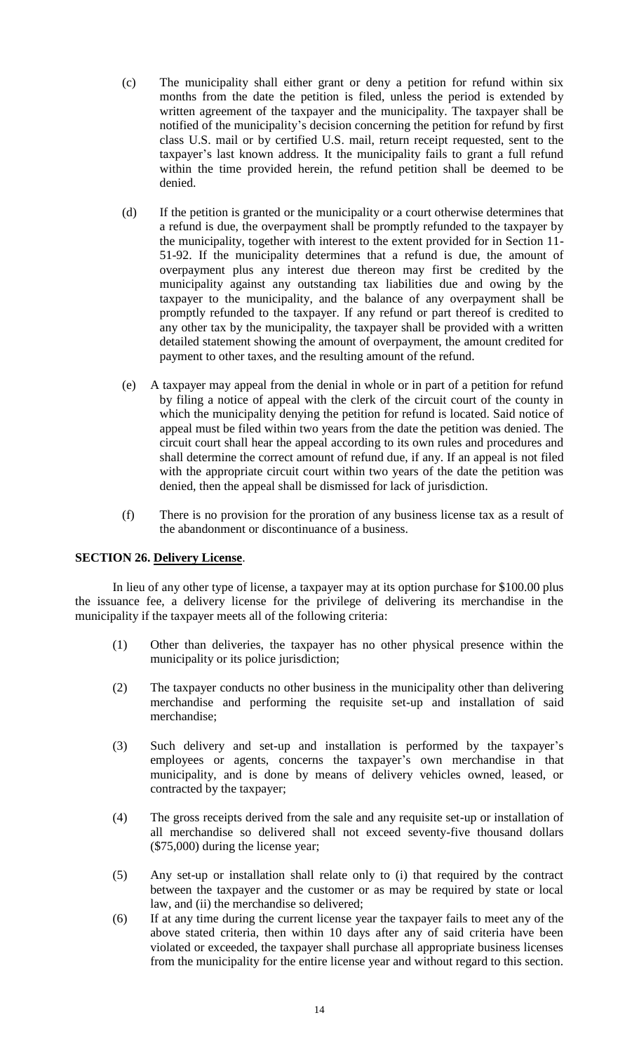(c) The municipality shall either grant or deny a petition for refund within six months from the date the petition is filed, unless the period is extended by written agreement of the taxpayer and the municipality. The taxpayer shall be notified of the municipality's decision concerning the petition for refund by first class U.S. mail or by certified U.S. mail, return receipt requested, sent to the taxpayer's last known address. It the municipality fails to grant a full refund within the time provided herein, the refund petition shall be deemed to be denied.

(d) If the petition is granted or the municipality or a court otherwise determines that a refund is due, the overpayment shall be promptly refunded to the taxpayer by the municipality, together with interest to the extent provided for in Section 11-51-92. If the municipality determines that a refund is due, the amount of overpayment plus any interest due thereon may first be credited by the municipality against any outstanding tax liabilities due and owing by the taxpayer to the municipality, and the balance of any overpayment shall be promptly refunded to the taxpayer. If any refund or part thereof is credited to any other tax by the municipality, the taxpayer shall be provided with a written detailed statement showing the amount of overpayment, the amount credited for payment to other taxes, and the resulting amount of the refund.

(e) A taxpayer may appeal from the denial in whole or in part of a petition for refund by filing a notice of appeal with the clerk of the circuit court of the county in which the municipality denying the petition for refund is located. Said notice of appeal must be filed within two years from the date the petition was denied. The circuit court shall hear the appeal according to its own rules and procedures and shall determine the correct amount of refund due, if any. If an appeal is not filed with the appropriate circuit court within two years of the date the petition was denied, then the appeal shall be dismissed for lack of jurisdiction.

(f) There is no provision for the proration of any business license tax as a result of the abandonment or discontinuance of a business.

**SECTION 26. Delivery License**.

In lieu of any other type of license, a taxpayer may at its option purchase for $100.00 plus the issuance fee, a delivery license for the privilege of delivering its merchandise in the municipality if the taxpayer meets all of the following criteria:

(1) Other than deliveries, the taxpayer has no other physical presence within the municipality or its police jurisdiction;

(2) The taxpayer conducts no other business in the municipality other than delivering merchandise and performing the requisite set-up and installation of said merchandise;

(3) Such delivery and set-up and installation is performed by the taxpayer's employees or agents, concerns the taxpayer's own merchandise in that municipality, and is done by means of delivery vehicles owned, leased, or contracted by the taxpayer;

(4) The gross receipts derived from the sale and any requisite set-up or installation of all merchandise so delivered shall not exceed seventy-five thousand dollars ($75,000) during the license year;

(5) Any set-up or installation shall relate only to (i) that required by the contract between the taxpayer and the customer or as may be required by state or local law, and (ii) the merchandise so delivered;

(6) If at any time during the current license year the taxpayer fails to meet any of the above stated criteria, then within 10 days after any of said criteria have been violated or exceeded, the taxpayer shall purchase all appropriate business licenses from the municipality for the entire license year and without regard to this section.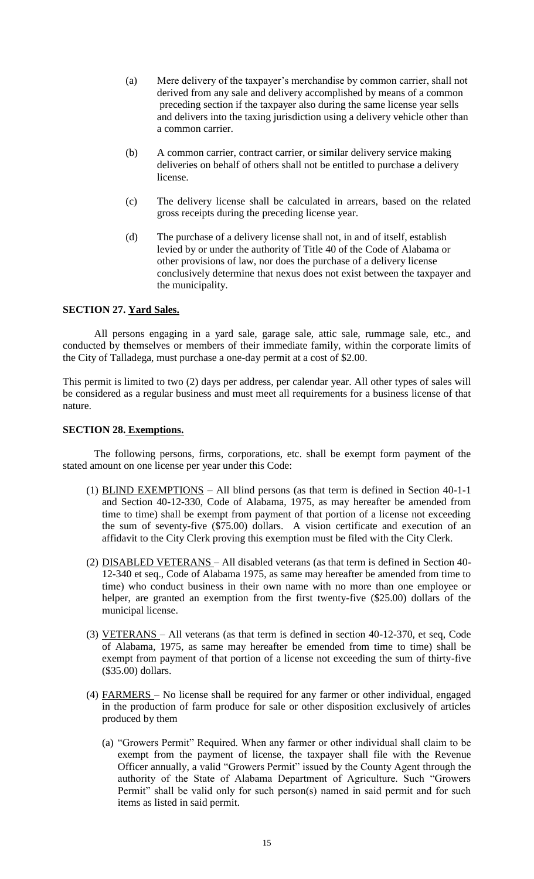(a) Mere delivery of the taxpayer's merchandise by common carrier, shall not derived from any sale and delivery accomplished by means of a common preceding section if the taxpayer also during the same license year sells and delivers into the taxing jurisdiction using a delivery vehicle other than a common carrier.

(b) A common carrier, contract carrier, or similar delivery service making deliveries on behalf of others shall not be entitled to purchase a delivery license.

(c) The delivery license shall be calculated in arrears, based on the related gross receipts during the preceding license year.

(d) The purchase of a delivery license shall not, in and of itself, establish levied by or under the authority of Title 40 of the Code of Alabama or other provisions of law, nor does the purchase of a delivery license conclusively determine that nexus does not exist between the taxpayer and the municipality.

**SECTION 27. Yard Sales.**

All persons engaging in a yard sale, garage sale, attic sale, rummage sale, etc., and conducted by themselves or members of their immediate family, within the corporate limits of the City of Talladega, must purchase a one-day permit at a cost of $2.00.

This permit is limited to two (2) days per address, per calendar year. All other types of sales will be considered as a regular business and must meet all requirements for a business license of that nature.

**SECTION 28. Exemptions.**

The following persons, firms, corporations, etc. shall be exempt form payment of the stated amount on one license per year under this Code:

(1) BLIND EXEMPTIONS – All blind persons (as that term is defined in Section 40-1-1 and Section 40-12-330, Code of Alabama, 1975, as may hereafter be amended from time to time) shall be exempt from payment of that portion of a license not exceeding the sum of seventy-five ($75.00) dollars. A vision certificate and execution of an affidavit to the City Clerk proving this exemption must be filed with the City Clerk.

(2) DISABLED VETERANS – All disabled veterans (as that term is defined in Section 40-12-340 et seq., Code of Alabama 1975, as same may hereafter be amended from time to time) who conduct business in their own name with no more than one employee or helper, are granted an exemption from the first twenty-five ($25.00) dollars of the municipal license.

(3) VETERANS – All veterans (as that term is defined in section 40-12-370, et seq, Code of Alabama, 1975, as same may hereafter be emended from time to time) shall be exempt from payment of that portion of a license not exceeding the sum of thirty-five ($35.00) dollars.

(4) FARMERS – No license shall be required for any farmer or other individual, engaged in the production of farm produce for sale or other disposition exclusively of articles produced by them

(a) "Growers Permit" Required. When any farmer or other individual shall claim to be exempt from the payment of license, the taxpayer shall file with the Revenue Officer annually, a valid "Growers Permit" issued by the County Agent through the authority of the State of Alabama Department of Agriculture. Such "Growers Permit" shall be valid only for such person(s) named in said permit and for such items as listed in said permit.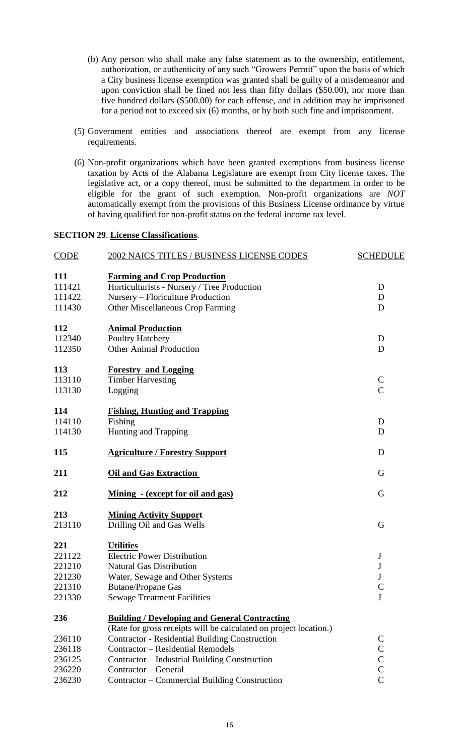(b) Any person who shall make any false statement as to the ownership, entitlement, authorization, or authenticity of any such "Growers Permit" upon the basis of which a City business license exemption was granted shall be guilty of a misdemeanor and upon conviction shall be fined not less than fifty dollars ($50.00), nor more than five hundred dollars ($500.00) for each offense, and in addition may be imprisoned for a period not to exceed six (6) months, or by both such fine and imprisonment.

(5) Government entities and associations thereof are exempt from any license requirements.

(6) Non-profit organizations which have been granted exemptions from business license taxation by Acts of the Alabama Legislature are exempt from City license taxes. The legislative act, or a copy thereof, must be submitted to the department in order to be eligible for the grant of such exemption. Non-profit organizations are *NOT* automatically exempt from the provisions of this Business License ordinance by virtue of having qualified for non-profit status on the federal income tax level.

**SECTION 29**. **License Classifications**.

| CODE | 2002 NAICS TITLES / BUSINESS LICENSE CODES | SCHEDULE |
|---|---|---|
| **111** | **Farming and Crop Production** | |
| 111421 | Horticulturists - Nursery / Tree Production | D |
| 111422 | Nursery – Floriculture Production | D |
| 111430 | Other Miscellaneous Crop Farming | D |
| **112** | **Animal Production** | |
| 112340 | Poultry Hatchery | D |
| 112350 | Other Animal Production | D |
| **113** | **Forestry and Logging** | |
| 113110 | Timber Harvesting | C |
| 113130 | Logging | C |
| **114** | **Fishing, Hunting and Trapping** | |
| 114110 | Fishing | D |
| 114130 | Hunting and Trapping | D |
| **115** | **Agriculture / Forestry Support** | D |
| **211** | **Oil and Gas Extraction** | G |
| **212** | **Mining - (except for oil and gas)** | G |
| **213** | **Mining Activity Support** | |
| 213110 | Drilling Oil and Gas Wells | G |
| **221** | **Utilities** | |
| 221122 | Electric Power Distribution | J |
| 221210 | Natural Gas Distribution | J |
| 221230 | Water, Sewage and Other Systems | J |
| 221310 | Butane/Propane Gas | C |
| 221330 | Sewage Treatment Facilities | J |
| **236** | **Building / Developing and General Contracting** | |
| | (Rate for gross receipts will be calculated on project location.) | |
| 236110 | Contractor - Residential Building Construction | C |
| 236118 | Contractor – Residential Remodels | C |
| 236125 | Contractor – Industrial Building Construction | C |
| 236220 | Contractor – General | C |
| 236230 | Contractor – Commercial Building Construction | C |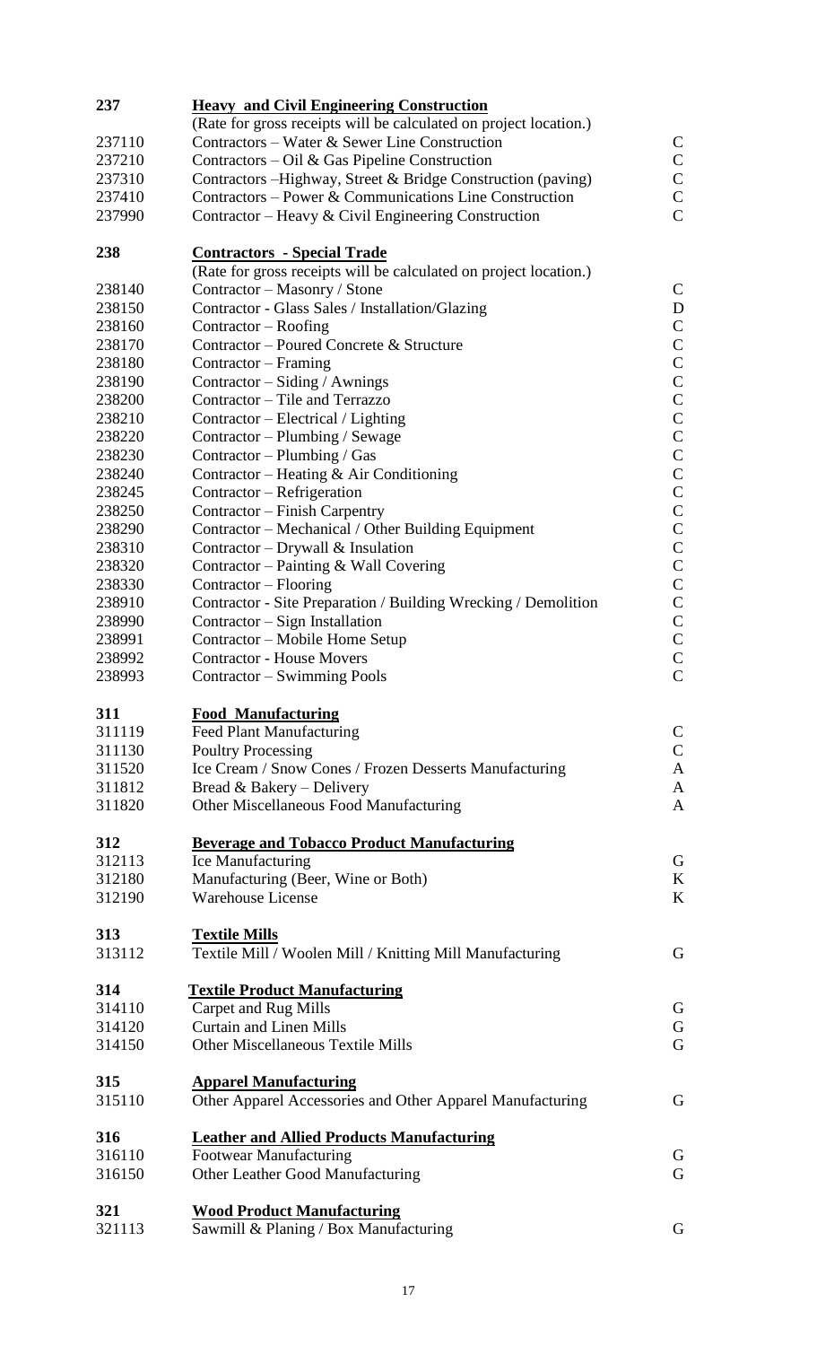| Code | Description | Class |
|---|---|---|
| **237** | **Heavy and Civil Engineering Construction** | |
| | (Rate for gross receipts will be calculated on project location.) | |
| 237110 | Contractors – Water & Sewer Line Construction | C |
| 237210 | Contractors – Oil & Gas Pipeline Construction | C |
| 237310 | Contractors –Highway, Street & Bridge Construction (paving) | C |
| 237410 | Contractors – Power & Communications Line Construction | C |
| 237990 | Contractor – Heavy & Civil Engineering Construction | C |
| **238** | **Contractors - Special Trade** | |
| | (Rate for gross receipts will be calculated on project location.) | |
| 238140 | Contractor – Masonry / Stone | C |
| 238150 | Contractor - Glass Sales / Installation/Glazing | D |
| 238160 | Contractor – Roofing | C |
| 238170 | Contractor – Poured Concrete & Structure | C |
| 238180 | Contractor – Framing | C |
| 238190 | Contractor – Siding / Awnings | C |
| 238200 | Contractor – Tile and Terrazzo | C |
| 238210 | Contractor – Electrical / Lighting | C |
| 238220 | Contractor – Plumbing / Sewage | C |
| 238230 | Contractor – Plumbing / Gas | C |
| 238240 | Contractor – Heating & Air Conditioning | C |
| 238245 | Contractor – Refrigeration | C |
| 238250 | Contractor – Finish Carpentry | C |
| 238290 | Contractor – Mechanical / Other Building Equipment | C |
| 238310 | Contractor – Drywall & Insulation | C |
| 238320 | Contractor – Painting & Wall Covering | C |
| 238330 | Contractor – Flooring | C |
| 238910 | Contractor - Site Preparation / Building Wrecking / Demolition | C |
| 238990 | Contractor – Sign Installation | C |
| 238991 | Contractor – Mobile Home Setup | C |
| 238992 | Contractor - House Movers | C |
| 238993 | Contractor – Swimming Pools | C |
| **311** | **Food Manufacturing** | |
| 311119 | Feed Plant Manufacturing | C |
| 311130 | Poultry Processing | C |
| 311520 | Ice Cream / Snow Cones / Frozen Desserts Manufacturing | A |
| 311812 | Bread & Bakery – Delivery | A |
| 311820 | Other Miscellaneous Food Manufacturing | A |
| **312** | **Beverage and Tobacco Product Manufacturing** | |
| 312113 | Ice Manufacturing | G |
| 312180 | Manufacturing (Beer, Wine or Both) | K |
| 312190 | Warehouse License | K |
| **313** | **Textile Mills** | |
| 313112 | Textile Mill / Woolen Mill / Knitting Mill Manufacturing | G |
| **314** | **Textile Product Manufacturing** | |
| 314110 | Carpet and Rug Mills | G |
| 314120 | Curtain and Linen Mills | G |
| 314150 | Other Miscellaneous Textile Mills | G |
| **315** | **Apparel Manufacturing** | |
| 315110 | Other Apparel Accessories and Other Apparel Manufacturing | G |
| **316** | **Leather and Allied Products Manufacturing** | |
| 316110 | Footwear Manufacturing | G |
| 316150 | Other Leather Good Manufacturing | G |
| **321** | **Wood Product Manufacturing** | |
| 321113 | Sawmill & Planing / Box Manufacturing | G |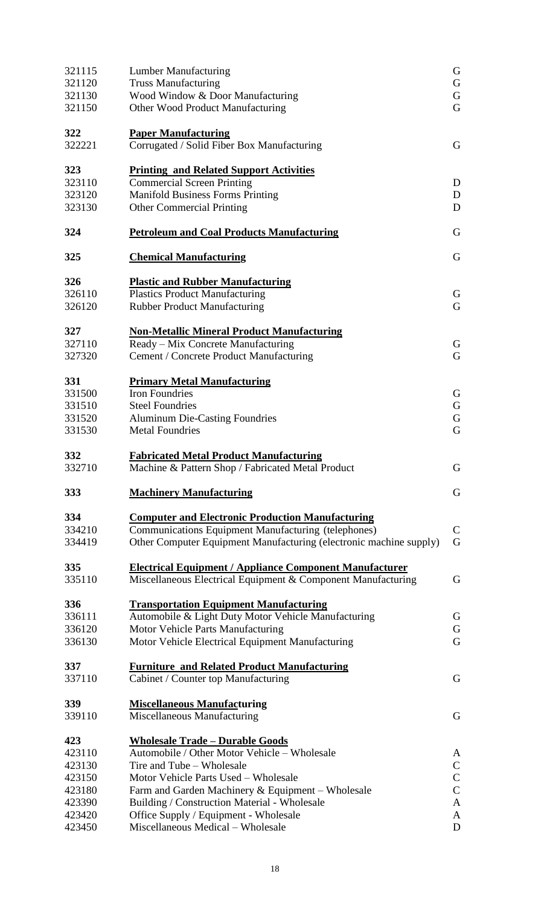| | | |
|---|---|---|
| 321115 | Lumber Manufacturing | G |
| 321120 | Truss Manufacturing | G |
| 321130 | Wood Window & Door Manufacturing | G |
| 321150 | Other Wood Product Manufacturing | G |
| | | |
| **322** | **Paper Manufacturing** | |
| 322221 | Corrugated / Solid Fiber Box Manufacturing | G |
| | | |
| **323** | **Printing and Related Support Activities** | |
| 323110 | Commercial Screen Printing | D |
| 323120 | Manifold Business Forms Printing | D |
| 323130 | Other Commercial Printing | D |
| | | |
| **324** | **Petroleum and Coal Products Manufacturing** | G |
| | | |
| **325** | **Chemical Manufacturing** | G |
| | | |
| **326** | **Plastic and Rubber Manufacturing** | |
| 326110 | Plastics Product Manufacturing | G |
| 326120 | Rubber Product Manufacturing | G |
| | | |
| **327** | **Non-Metallic Mineral Product Manufacturing** | |
| 327110 | Ready – Mix Concrete Manufacturing | G |
| 327320 | Cement / Concrete Product Manufacturing | G |
| | | |
| **331** | **Primary Metal Manufacturing** | |
| 331500 | Iron Foundries | G |
| 331510 | Steel Foundries | G |
| 331520 | Aluminum Die-Casting Foundries | G |
| 331530 | Metal Foundries | G |
| | | |
| **332** | **Fabricated Metal Product Manufacturing** | |
| 332710 | Machine & Pattern Shop / Fabricated Metal Product | G |
| | | |
| **333** | **Machinery Manufacturing** | G |
| | | |
| **334** | **Computer and Electronic Production Manufacturing** | |
| 334210 | Communications Equipment Manufacturing (telephones) | C |
| 334419 | Other Computer Equipment Manufacturing (electronic machine supply) | G |
| | | |
| **335** | **Electrical Equipment / Appliance Component Manufacturer** | |
| 335110 | Miscellaneous Electrical Equipment & Component Manufacturing | G |
| | | |
| **336** | **Transportation Equipment Manufacturing** | |
| 336111 | Automobile & Light Duty Motor Vehicle Manufacturing | G |
| 336120 | Motor Vehicle Parts Manufacturing | G |
| 336130 | Motor Vehicle Electrical Equipment Manufacturing | G |
| | | |
| **337** | **Furniture and Related Product Manufacturing** | |
| 337110 | Cabinet / Counter top Manufacturing | G |
| | | |
| **339** | **Miscellaneous Manufacturing** | |
| 339110 | Miscellaneous Manufacturing | G |
| | | |
| **423** | **Wholesale Trade – Durable Goods** | |
| 423110 | Automobile / Other Motor Vehicle – Wholesale | A |
| 423130 | Tire and Tube – Wholesale | C |
| 423150 | Motor Vehicle Parts Used – Wholesale | C |
| 423180 | Farm and Garden Machinery & Equipment – Wholesale | C |
| 423390 | Building / Construction Material - Wholesale | A |
| 423420 | Office Supply / Equipment - Wholesale | A |
| 423450 | Miscellaneous Medical – Wholesale | D |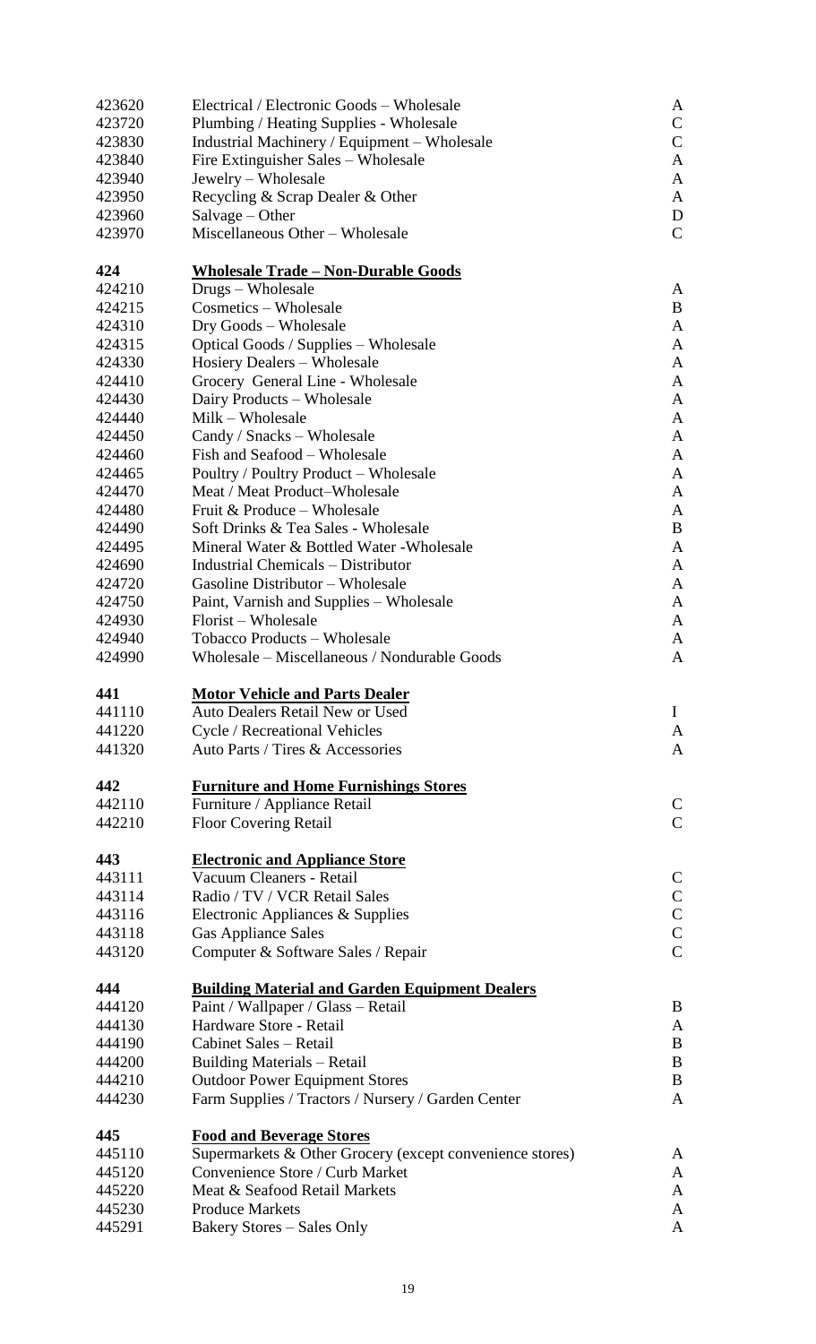| | | |
|---|---|---|
| 423620 | Electrical / Electronic Goods – Wholesale | A |
| 423720 | Plumbing / Heating Supplies - Wholesale | C |
| 423830 | Industrial Machinery / Equipment – Wholesale | C |
| 423840 | Fire Extinguisher Sales – Wholesale | A |
| 423940 | Jewelry – Wholesale | A |
| 423950 | Recycling & Scrap Dealer & Other | A |
| 423960 | Salvage – Other | D |
| 423970 | Miscellaneous Other – Wholesale | C |
| | | |
| **424** | **Wholesale Trade – Non-Durable Goods** | |
| 424210 | Drugs – Wholesale | A |
| 424215 | Cosmetics – Wholesale | B |
| 424310 | Dry Goods – Wholesale | A |
| 424315 | Optical Goods / Supplies – Wholesale | A |
| 424330 | Hosiery Dealers – Wholesale | A |
| 424410 | Grocery General Line - Wholesale | A |
| 424430 | Dairy Products – Wholesale | A |
| 424440 | Milk – Wholesale | A |
| 424450 | Candy / Snacks – Wholesale | A |
| 424460 | Fish and Seafood – Wholesale | A |
| 424465 | Poultry / Poultry Product – Wholesale | A |
| 424470 | Meat / Meat Product–Wholesale | A |
| 424480 | Fruit & Produce – Wholesale | A |
| 424490 | Soft Drinks & Tea Sales - Wholesale | B |
| 424495 | Mineral Water & Bottled Water -Wholesale | A |
| 424690 | Industrial Chemicals – Distributor | A |
| 424720 | Gasoline Distributor – Wholesale | A |
| 424750 | Paint, Varnish and Supplies – Wholesale | A |
| 424930 | Florist – Wholesale | A |
| 424940 | Tobacco Products – Wholesale | A |
| 424990 | Wholesale – Miscellaneous / Nondurable Goods | A |
| | | |
| **441** | **Motor Vehicle and Parts Dealer** | |
| 441110 | Auto Dealers Retail New or Used | I |
| 441220 | Cycle / Recreational Vehicles | A |
| 441320 | Auto Parts / Tires & Accessories | A |
| | | |
| **442** | **Furniture and Home Furnishings Stores** | |
| 442110 | Furniture / Appliance Retail | C |
| 442210 | Floor Covering Retail | C |
| | | |
| **443** | **Electronic and Appliance Store** | |
| 443111 | Vacuum Cleaners - Retail | C |
| 443114 | Radio / TV / VCR Retail Sales | C |
| 443116 | Electronic Appliances & Supplies | C |
| 443118 | Gas Appliance Sales | C |
| 443120 | Computer & Software Sales / Repair | C |
| | | |
| **444** | **Building Material and Garden Equipment Dealers** | |
| 444120 | Paint / Wallpaper / Glass – Retail | B |
| 444130 | Hardware Store - Retail | A |
| 444190 | Cabinet Sales – Retail | B |
| 444200 | Building Materials – Retail | B |
| 444210 | Outdoor Power Equipment Stores | B |
| 444230 | Farm Supplies / Tractors / Nursery / Garden Center | A |
| | | |
| **445** | **Food and Beverage Stores** | |
| 445110 | Supermarkets & Other Grocery (except convenience stores) | A |
| 445120 | Convenience Store / Curb Market | A |
| 445220 | Meat & Seafood Retail Markets | A |
| 445230 | Produce Markets | A |
| 445291 | Bakery Stores – Sales Only | A |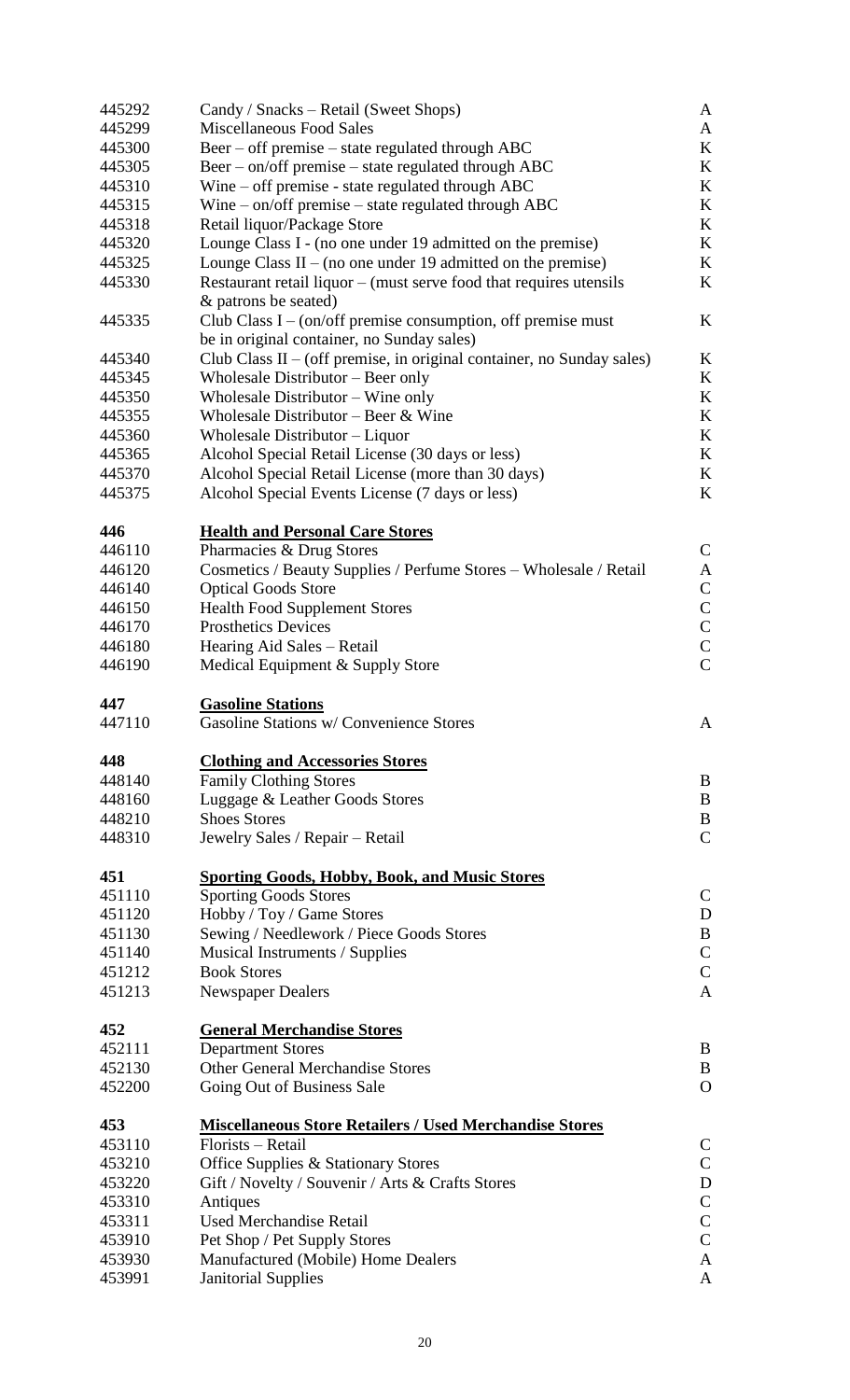| | | |
|---|---|---|
| 445292 | Candy / Snacks – Retail (Sweet Shops) | A |
| 445299 | Miscellaneous Food Sales | A |
| 445300 | Beer – off premise – state regulated through ABC | K |
| 445305 | Beer – on/off premise – state regulated through ABC | K |
| 445310 | Wine – off premise - state regulated through ABC | K |
| 445315 | Wine – on/off premise – state regulated through ABC | K |
| 445318 | Retail liquor/Package Store | K |
| 445320 | Lounge Class I - (no one under 19 admitted on the premise) | K |
| 445325 | Lounge Class II – (no one under 19 admitted on the premise) | K |
| 445330 | Restaurant retail liquor – (must serve food that requires utensils & patrons be seated) | K |
| 445335 | Club Class I – (on/off premise consumption, off premise must be in original container, no Sunday sales) | K |
| 445340 | Club Class II – (off premise, in original container, no Sunday sales) | K |
| 445345 | Wholesale Distributor – Beer only | K |
| 445350 | Wholesale Distributor – Wine only | K |
| 445355 | Wholesale Distributor – Beer & Wine | K |
| 445360 | Wholesale Distributor – Liquor | K |
| 445365 | Alcohol Special Retail License (30 days or less) | K |
| 445370 | Alcohol Special Retail License (more than 30 days) | K |
| 445375 | Alcohol Special Events License (7 days or less) | K |
| | | |
| **446** | **<u>Health and Personal Care Stores</u>** | |
| 446110 | Pharmacies & Drug Stores | C |
| 446120 | Cosmetics / Beauty Supplies / Perfume Stores – Wholesale / Retail | A |
| 446140 | Optical Goods Store | C |
| 446150 | Health Food Supplement Stores | C |
| 446170 | Prosthetics Devices | C |
| 446180 | Hearing Aid Sales – Retail | C |
| 446190 | Medical Equipment & Supply Store | C |
| | | |
| **447** | **<u>Gasoline Stations</u>** | |
| 447110 | Gasoline Stations w/ Convenience Stores | A |
| | | |
| **448** | **<u>Clothing and Accessories Stores</u>** | |
| 448140 | Family Clothing Stores | B |
| 448160 | Luggage & Leather Goods Stores | B |
| 448210 | Shoes Stores | B |
| 448310 | Jewelry Sales / Repair – Retail | C |
| | | |
| **451** | **<u>Sporting Goods, Hobby, Book, and Music Stores</u>** | |
| 451110 | Sporting Goods Stores | C |
| 451120 | Hobby / Toy / Game Stores | D |
| 451130 | Sewing / Needlework / Piece Goods Stores | B |
| 451140 | Musical Instruments / Supplies | C |
| 451212 | Book Stores | C |
| 451213 | Newspaper Dealers | A |
| | | |
| **452** | **<u>General Merchandise Stores</u>** | |
| 452111 | Department Stores | B |
| 452130 | Other General Merchandise Stores | B |
| 452200 | Going Out of Business Sale | O |
| | | |
| **453** | **<u>Miscellaneous Store Retailers / Used Merchandise Stores</u>** | |
| 453110 | Florists – Retail | C |
| 453210 | Office Supplies & Stationary Stores | C |
| 453220 | Gift / Novelty / Souvenir / Arts & Crafts Stores | D |
| 453310 | Antiques | C |
| 453311 | Used Merchandise Retail | C |
| 453910 | Pet Shop / Pet Supply Stores | C |
| 453930 | Manufactured (Mobile) Home Dealers | A |
| 453991 | Janitorial Supplies | A |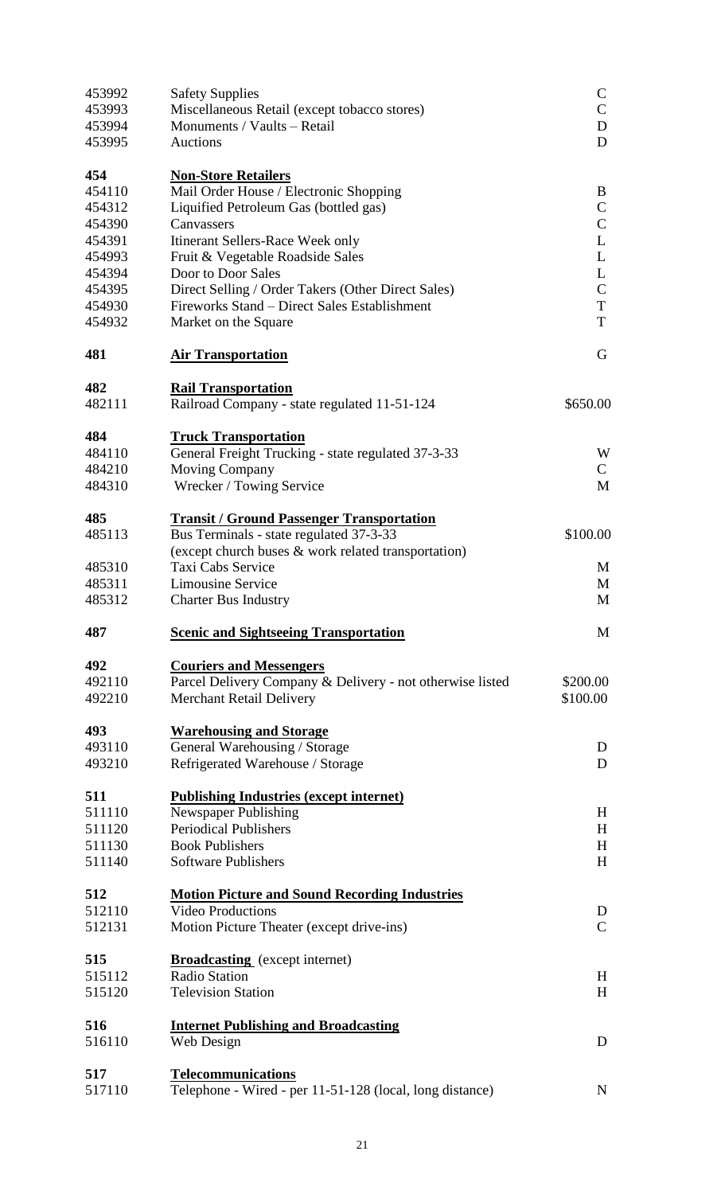| Code | Description | Class |
|---|---|---|
| 453992 | Safety Supplies | C |
| 453993 | Miscellaneous Retail (except tobacco stores) | C |
| 453994 | Monuments / Vaults – Retail | D |
| 453995 | Auctions | D |
| | | |
| **454** | **Non-Store Retailers** | |
| 454110 | Mail Order House / Electronic Shopping | B |
| 454312 | Liquified Petroleum Gas (bottled gas) | C |
| 454390 | Canvassers | C |
| 454391 | Itinerant Sellers-Race Week only | L |
| 454993 | Fruit & Vegetable Roadside Sales | L |
| 454394 | Door to Door Sales | L |
| 454395 | Direct Selling / Order Takers (Other Direct Sales) | C |
| 454930 | Fireworks Stand – Direct Sales Establishment | T |
| 454932 | Market on the Square | T |
| | | |
| **481** | **Air Transportation** | G |
| | | |
| **482** | **Rail Transportation** | |
| 482111 | Railroad Company - state regulated 11-51-124 | $650.00 |
| | | |
| **484** | **Truck Transportation** | |
| 484110 | General Freight Trucking - state regulated 37-3-33 | W |
| 484210 | Moving Company | C |
| 484310 | Wrecker / Towing Service | M |
| | | |
| **485** | **Transit / Ground Passenger Transportation** | |
| 485113 | Bus Terminals - state regulated 37-3-33 (except church buses & work related transportation) | $100.00 |
| 485310 | Taxi Cabs Service | M |
| 485311 | Limousine Service | M |
| 485312 | Charter Bus Industry | M |
| | | |
| **487** | **Scenic and Sightseeing Transportation** | M |
| | | |
| **492** | **Couriers and Messengers** | |
| 492110 | Parcel Delivery Company & Delivery - not otherwise listed | $200.00 |
| 492210 | Merchant Retail Delivery | $100.00 |
| | | |
| **493** | **Warehousing and Storage** | |
| 493110 | General Warehousing / Storage | D |
| 493210 | Refrigerated Warehouse / Storage | D |
| | | |
| **511** | **Publishing Industries (except internet)** | |
| 511110 | Newspaper Publishing | H |
| 511120 | Periodical Publishers | H |
| 511130 | Book Publishers | H |
| 511140 | Software Publishers | H |
| | | |
| **512** | **Motion Picture and Sound Recording Industries** | |
| 512110 | Video Productions | D |
| 512131 | Motion Picture Theater (except drive-ins) | C |
| | | |
| **515** | **Broadcasting** (except internet) | |
| 515112 | Radio Station | H |
| 515120 | Television Station | H |
| | | |
| **516** | **Internet Publishing and Broadcasting** | |
| 516110 | Web Design | D |
| | | |
| **517** | **Telecommunications** | |
| 517110 | Telephone - Wired - per 11-51-128 (local, long distance) | N |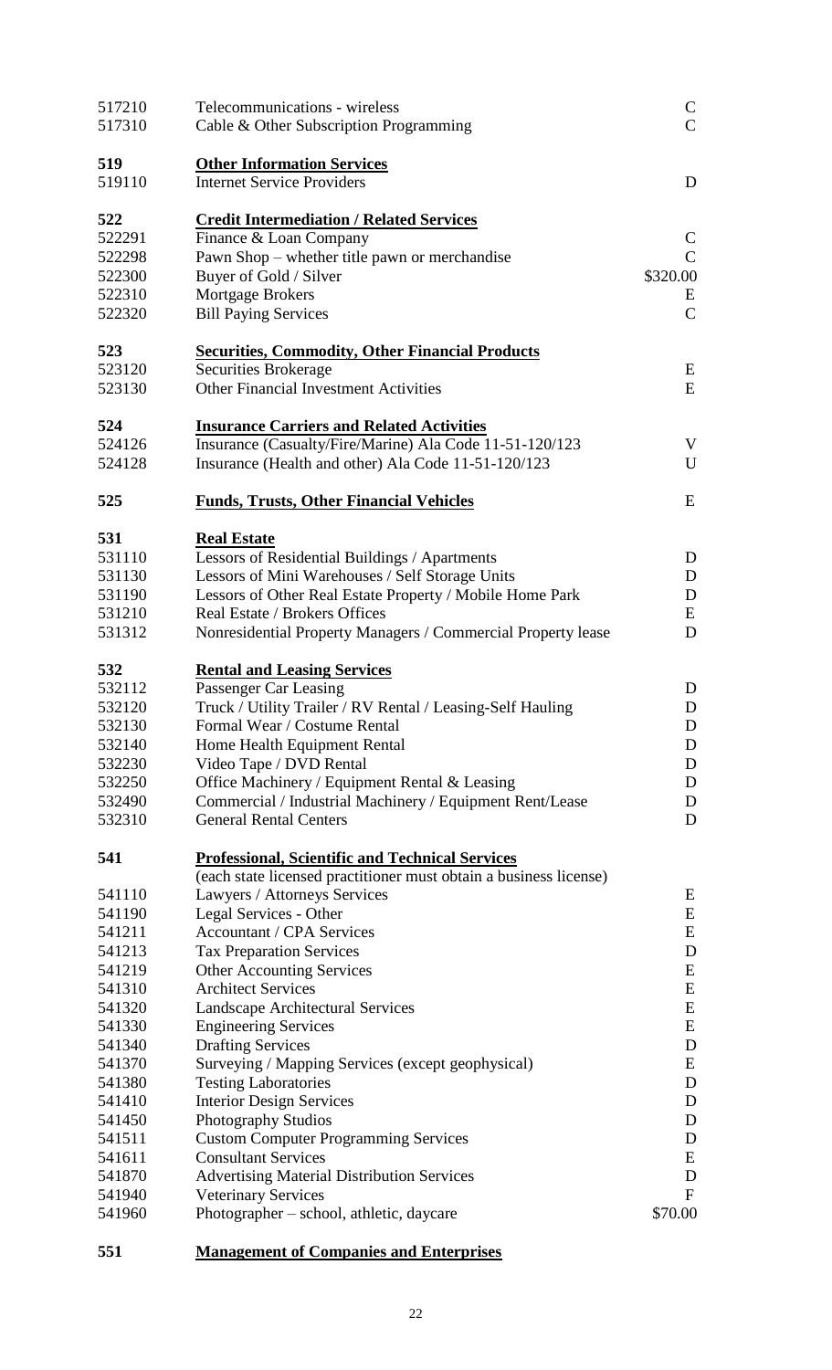| Code | Description | Class |
|---|---|---|
| 517210 | Telecommunications - wireless | C |
| 517310 | Cable & Other Subscription Programming | C |
| | | |
| **519** | **Other Information Services** | |
| 519110 | Internet Service Providers | D |
| | | |
| **522** | **Credit Intermediation / Related Services** | |
| 522291 | Finance & Loan Company | C |
| 522298 | Pawn Shop – whether title pawn or merchandise | C |
| 522300 | Buyer of Gold / Silver | $320.00 |
| 522310 | Mortgage Brokers | E |
| 522320 | Bill Paying Services | C |
| | | |
| **523** | **Securities, Commodity, Other Financial Products** | |
| 523120 | Securities Brokerage | E |
| 523130 | Other Financial Investment Activities | E |
| | | |
| **524** | **Insurance Carriers and Related Activities** | |
| 524126 | Insurance (Casualty/Fire/Marine) Ala Code 11-51-120/123 | V |
| 524128 | Insurance (Health and other) Ala Code 11-51-120/123 | U |
| | | |
| **525** | **Funds, Trusts, Other Financial Vehicles** | E |
| | | |
| **531** | **Real Estate** | |
| 531110 | Lessors of Residential Buildings / Apartments | D |
| 531130 | Lessors of Mini Warehouses / Self Storage Units | D |
| 531190 | Lessors of Other Real Estate Property / Mobile Home Park | D |
| 531210 | Real Estate / Brokers Offices | E |
| 531312 | Nonresidential Property Managers / Commercial Property lease | D |
| | | |
| **532** | **Rental and Leasing Services** | |
| 532112 | Passenger Car Leasing | D |
| 532120 | Truck / Utility Trailer / RV Rental / Leasing-Self Hauling | D |
| 532130 | Formal Wear / Costume Rental | D |
| 532140 | Home Health Equipment Rental | D |
| 532230 | Video Tape / DVD Rental | D |
| 532250 | Office Machinery / Equipment Rental & Leasing | D |
| 532490 | Commercial / Industrial Machinery / Equipment Rent/Lease | D |
| 532310 | General Rental Centers | D |
| | | |
| **541** | **Professional, Scientific and Technical Services** | |
| | (each state licensed practitioner must obtain a business license) | |
| 541110 | Lawyers / Attorneys Services | E |
| 541190 | Legal Services - Other | E |
| 541211 | Accountant / CPA Services | E |
| 541213 | Tax Preparation Services | D |
| 541219 | Other Accounting Services | E |
| 541310 | Architect Services | E |
| 541320 | Landscape Architectural Services | E |
| 541330 | Engineering Services | E |
| 541340 | Drafting Services | D |
| 541370 | Surveying / Mapping Services (except geophysical) | E |
| 541380 | Testing Laboratories | D |
| 541410 | Interior Design Services | D |
| 541450 | Photography Studios | D |
| 541511 | Custom Computer Programming Services | D |
| 541611 | Consultant Services | E |
| 541870 | Advertising Material Distribution Services | D |
| 541940 | Veterinary Services | F |
| 541960 | Photographer – school, athletic, daycare | $70.00 |
| | | |
| **551** | **Management of Companies and Enterprises** | |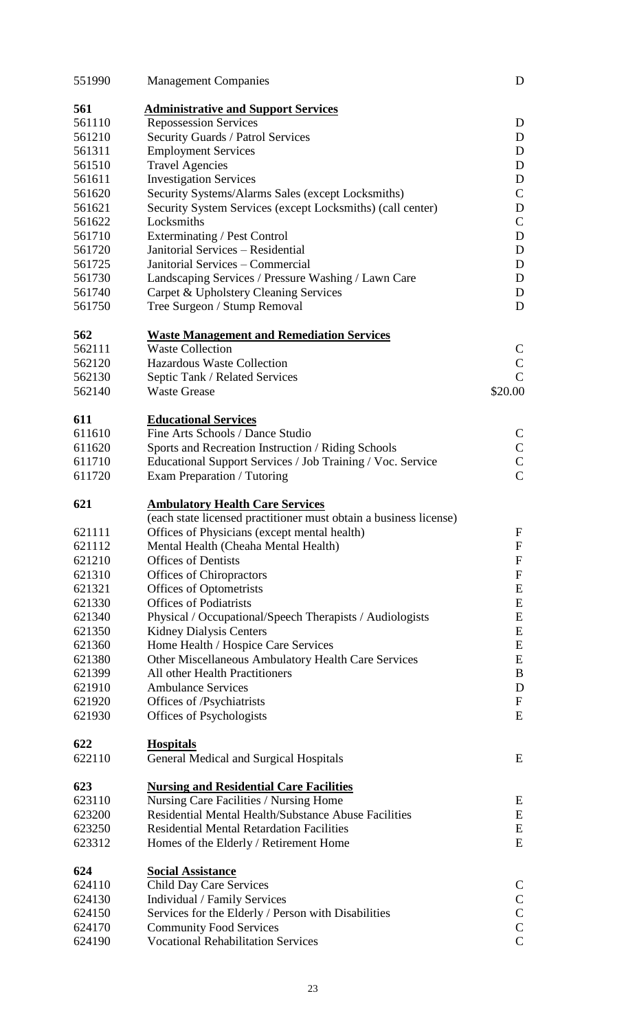| | | |
|---|---|---|
| 551990 | Management Companies | D |
| | | |
| **561** | **Administrative and Support Services** | |
| 561110 | Repossession Services | D |
| 561210 | Security Guards / Patrol Services | D |
| 561311 | Employment Services | D |
| 561510 | Travel Agencies | D |
| 561611 | Investigation Services | D |
| 561620 | Security Systems/Alarms Sales (except Locksmiths) | C |
| 561621 | Security System Services (except Locksmiths) (call center) | D |
| 561622 | Locksmiths | C |
| 561710 | Exterminating / Pest Control | D |
| 561720 | Janitorial Services – Residential | D |
| 561725 | Janitorial Services – Commercial | D |
| 561730 | Landscaping Services / Pressure Washing / Lawn Care | D |
| 561740 | Carpet & Upholstery Cleaning Services | D |
| 561750 | Tree Surgeon / Stump Removal | D |
| | | |
| **562** | **Waste Management and Remediation Services** | |
| 562111 | Waste Collection | C |
| 562120 | Hazardous Waste Collection | C |
| 562130 | Septic Tank / Related Services | C |
| 562140 | Waste Grease | $20.00 |
| | | |
| **611** | **Educational Services** | |
| 611610 | Fine Arts Schools / Dance Studio | C |
| 611620 | Sports and Recreation Instruction / Riding Schools | C |
| 611710 | Educational Support Services / Job Training / Voc. Service | C |
| 611720 | Exam Preparation / Tutoring | C |
| | | |
| **621** | **Ambulatory Health Care Services** | |
| | (each state licensed practitioner must obtain a business license) | |
| 621111 | Offices of Physicians (except mental health) | F |
| 621112 | Mental Health (Cheaha Mental Health) | F |
| 621210 | Offices of Dentists | F |
| 621310 | Offices of Chiropractors | F |
| 621321 | Offices of Optometrists | E |
| 621330 | Offices of Podiatrists | E |
| 621340 | Physical / Occupational/Speech Therapists / Audiologists | E |
| 621350 | Kidney Dialysis Centers | E |
| 621360 | Home Health / Hospice Care Services | E |
| 621380 | Other Miscellaneous Ambulatory Health Care Services | E |
| 621399 | All other Health Practitioners | B |
| 621910 | Ambulance Services | D |
| 621920 | Offices of /Psychiatrists | F |
| 621930 | Offices of Psychologists | E |
| | | |
| **622** | **Hospitals** | |
| 622110 | General Medical and Surgical Hospitals | E |
| | | |
| **623** | **Nursing and Residential Care Facilities** | |
| 623110 | Nursing Care Facilities / Nursing Home | E |
| 623200 | Residential Mental Health/Substance Abuse Facilities | E |
| 623250 | Residential Mental Retardation Facilities | E |
| 623312 | Homes of the Elderly / Retirement Home | E |
| | | |
| **624** | **Social Assistance** | |
| 624110 | Child Day Care Services | C |
| 624130 | Individual / Family Services | C |
| 624150 | Services for the Elderly / Person with Disabilities | C |
| 624170 | Community Food Services | C |
| 624190 | Vocational Rehabilitation Services | C |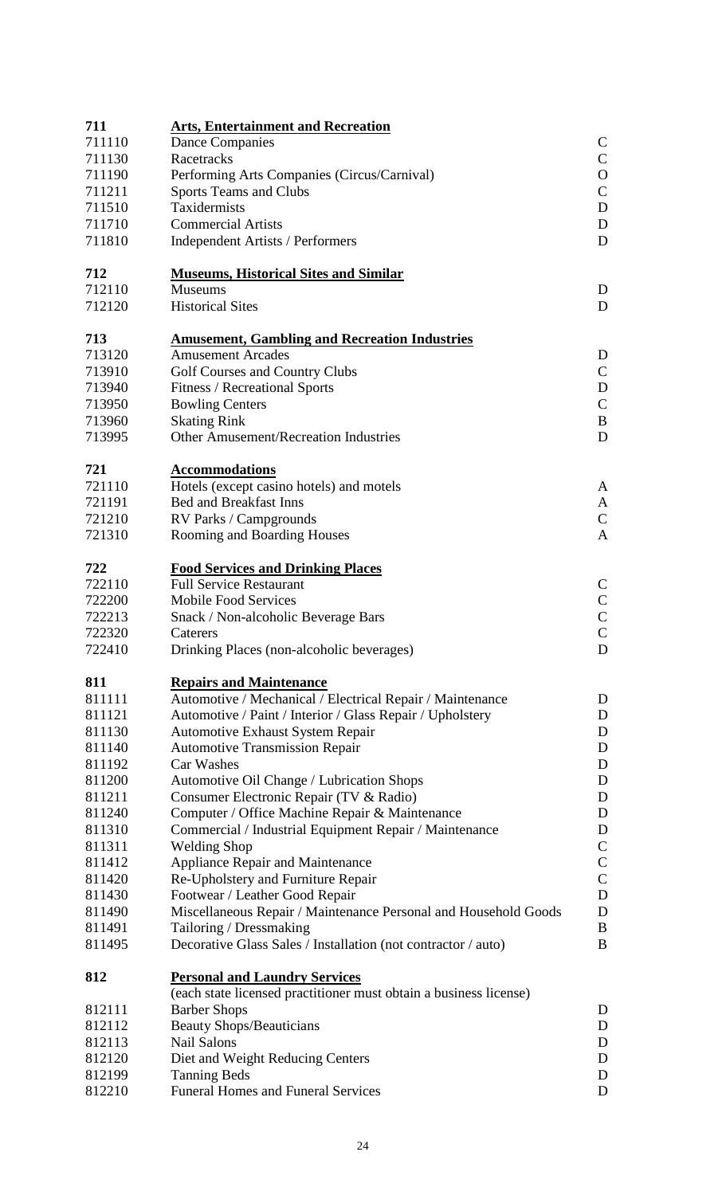| Code | Description | Class |
|---|---|---|
| **711** | **Arts, Entertainment and Recreation** | |
| 711110 | Dance Companies | C |
| 711130 | Racetracks | C |
| 711190 | Performing Arts Companies (Circus/Carnival) | O |
| 711211 | Sports Teams and Clubs | C |
| 711510 | Taxidermists | D |
| 711710 | Commercial Artists | D |
| 711810 | Independent Artists / Performers | D |
| **712** | **Museums, Historical Sites and Similar** | |
| 712110 | Museums | D |
| 712120 | Historical Sites | D |
| **713** | **Amusement, Gambling and Recreation Industries** | |
| 713120 | Amusement Arcades | D |
| 713910 | Golf Courses and Country Clubs | C |
| 713940 | Fitness / Recreational Sports | D |
| 713950 | Bowling Centers | C |
| 713960 | Skating Rink | B |
| 713995 | Other Amusement/Recreation Industries | D |
| **721** | **Accommodations** | |
| 721110 | Hotels (except casino hotels) and motels | A |
| 721191 | Bed and Breakfast Inns | A |
| 721210 | RV Parks / Campgrounds | C |
| 721310 | Rooming and Boarding Houses | A |
| **722** | **Food Services and Drinking Places** | |
| 722110 | Full Service Restaurant | C |
| 722200 | Mobile Food Services | C |
| 722213 | Snack / Non-alcoholic Beverage Bars | C |
| 722320 | Caterers | C |
| 722410 | Drinking Places (non-alcoholic beverages) | D |
| **811** | **Repairs and Maintenance** | |
| 811111 | Automotive / Mechanical / Electrical Repair / Maintenance | D |
| 811121 | Automotive / Paint / Interior / Glass Repair / Upholstery | D |
| 811130 | Automotive Exhaust System Repair | D |
| 811140 | Automotive Transmission Repair | D |
| 811192 | Car Washes | D |
| 811200 | Automotive Oil Change / Lubrication Shops | D |
| 811211 | Consumer Electronic Repair (TV & Radio) | D |
| 811240 | Computer / Office Machine Repair & Maintenance | D |
| 811310 | Commercial / Industrial Equipment Repair / Maintenance | D |
| 811311 | Welding Shop | C |
| 811412 | Appliance Repair and Maintenance | C |
| 811420 | Re-Upholstery and Furniture Repair | C |
| 811430 | Footwear / Leather Good Repair | D |
| 811490 | Miscellaneous Repair / Maintenance Personal and Household Goods | D |
| 811491 | Tailoring / Dressmaking | B |
| 811495 | Decorative Glass Sales / Installation (not contractor / auto) | B |
| **812** | **Personal and Laundry Services** | |
| | (each state licensed practitioner must obtain a business license) | |
| 812111 | Barber Shops | D |
| 812112 | Beauty Shops/Beauticians | D |
| 812113 | Nail Salons | D |
| 812120 | Diet and Weight Reducing Centers | D |
| 812199 | Tanning Beds | D |
| 812210 | Funeral Homes and Funeral Services | D |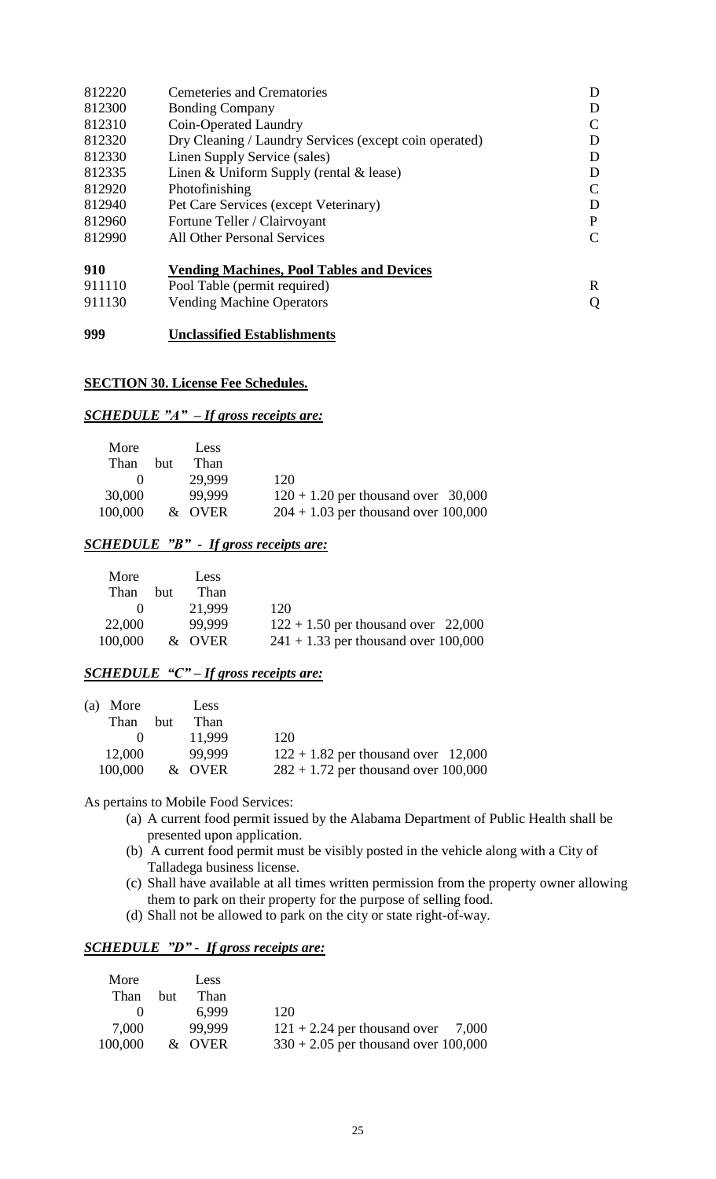| | | |
|---|---|---|
| 812220 | Cemeteries and Crematories | D |
| 812300 | Bonding Company | D |
| 812310 | Coin-Operated Laundry | C |
| 812320 | Dry Cleaning / Laundry Services (except coin operated) | D |
| 812330 | Linen Supply Service (sales) | D |
| 812335 | Linen & Uniform Supply (rental & lease) | D |
| 812920 | Photofinishing | C |
| 812940 | Pet Care Services (except Veterinary) | D |
| 812960 | Fortune Teller / Clairvoyant | P |
| 812990 | All Other Personal Services | C |
| **910** | **Vending Machines, Pool Tables and Devices** | |
| 911110 | Pool Table (permit required) | R |
| 911130 | Vending Machine Operators | Q |
| **999** | **Unclassified Establishments** | |

**SECTION 30. License Fee Schedules.**

***SCHEDULE "A" – If gross receipts are:***

| More Than | but | Less Than | |
|---|---|---|---|
| 0 | | 29,999 | 120 |
| 30,000 | | 99,999 | 120 + 1.20 per thousand over 30,000 |
| 100,000 | | & OVER | 204 + 1.03 per thousand over 100,000 |

***SCHEDULE "B" - If gross receipts are:***

| More Than | but | Less Than | |
|---|---|---|---|
| 0 | | 21,999 | 120 |
| 22,000 | | 99,999 | 122 + 1.50 per thousand over 22,000 |
| 100,000 | | & OVER | 241 + 1.33 per thousand over 100,000 |

***SCHEDULE "C" – If gross receipts are:***

| (a) More Than | but | Less Than | |
|---|---|---|---|
| 0 | | 11,999 | 120 |
| 12,000 | | 99,999 | 122 + 1.82 per thousand over 12,000 |
| 100,000 | | & OVER | 282 + 1.72 per thousand over 100,000 |

As pertains to Mobile Food Services:

(a) A current food permit issued by the Alabama Department of Public Health shall be presented upon application.
(b) A current food permit must be visibly posted in the vehicle along with a City of Talladega business license.
(c) Shall have available at all times written permission from the property owner allowing them to park on their property for the purpose of selling food.
(d) Shall not be allowed to park on the city or state right-of-way.

***SCHEDULE "D" - If gross receipts are:***

| More Than | but | Less Than | |
|---|---|---|---|
| 0 | | 6,999 | 120 |
| 7,000 | | 99,999 | 121 + 2.24 per thousand over 7,000 |
| 100,000 | | & OVER | 330 + 2.05 per thousand over 100,000 |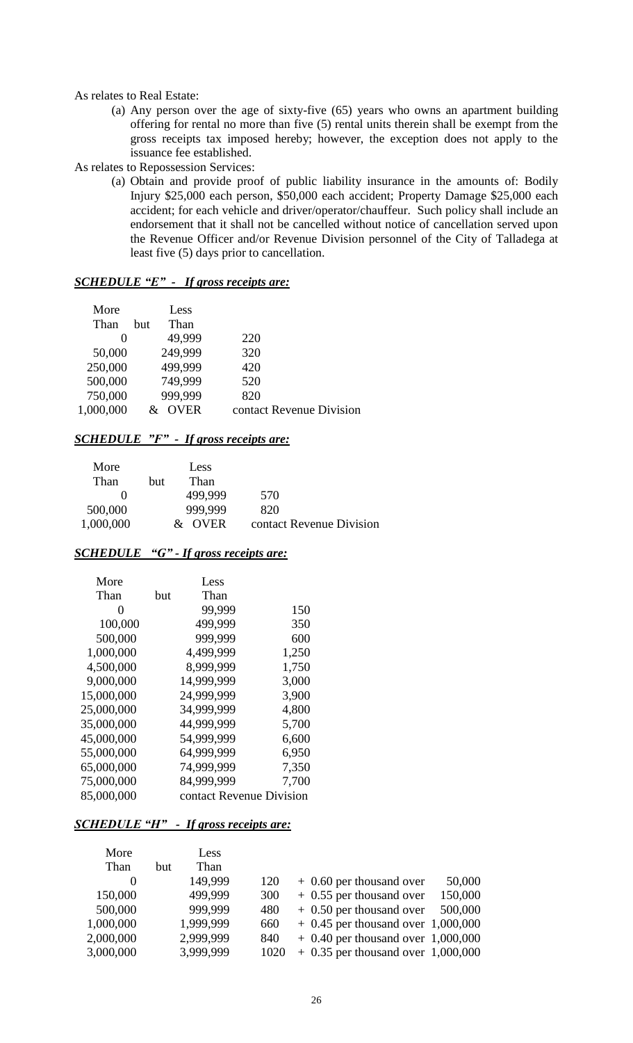As relates to Real Estate:

(a) Any person over the age of sixty-five (65) years who owns an apartment building offering for rental no more than five (5) rental units therein shall be exempt from the gross receipts tax imposed hereby; however, the exception does not apply to the issuance fee established.

As relates to Repossession Services:

(a) Obtain and provide proof of public liability insurance in the amounts of: Bodily Injury $25,000 each person, $50,000 each accident; Property Damage $25,000 each accident; for each vehicle and driver/operator/chauffeur. Such policy shall include an endorsement that it shall not be cancelled without notice of cancellation served upon the Revenue Officer and/or Revenue Division personnel of the City of Talladega at least five (5) days prior to cancellation.

***SCHEDULE "E" - If gross receipts are:***

| More Than | but | Less Than | |
|---|---|---|---|
| 0 | | 49,999 | 220 |
| 50,000 | | 249,999 | 320 |
| 250,000 | | 499,999 | 420 |
| 500,000 | | 749,999 | 520 |
| 750,000 | | 999,999 | 820 |
| 1,000,000 | | & OVER | contact Revenue Division |

***SCHEDULE "F" - If gross receipts are:***

| More Than | but | Less Than | |
|---|---|---|---|
| 0 | | 499,999 | 570 |
| 500,000 | | 999,999 | 820 |
| 1,000,000 | | & OVER | contact Revenue Division |

***SCHEDULE "G" - If gross receipts are:***

| More Than | but | Less Than | |
|---|---|---|---|
| 0 | | 99,999 | 150 |
| 100,000 | | 499,999 | 350 |
| 500,000 | | 999,999 | 600 |
| 1,000,000 | | 4,499,999 | 1,250 |
| 4,500,000 | | 8,999,999 | 1,750 |
| 9,000,000 | | 14,999,999 | 3,000 |
| 15,000,000 | | 24,999,999 | 3,900 |
| 25,000,000 | | 34,999,999 | 4,800 |
| 35,000,000 | | 44,999,999 | 5,700 |
| 45,000,000 | | 54,999,999 | 6,600 |
| 55,000,000 | | 64,999,999 | 6,950 |
| 65,000,000 | | 74,999,999 | 7,350 |
| 75,000,000 | | 84,999,999 | 7,700 |
| 85,000,000 | | contact Revenue Division | |

***SCHEDULE "H" - If gross receipts are:***

| More Than | but | Less Than | | | |
|---|---|---|---|---|---|
| 0 | | 149,999 | 120 | + 0.60 per thousand over | 50,000 |
| 150,000 | | 499,999 | 300 | + 0.55 per thousand over | 150,000 |
| 500,000 | | 999,999 | 480 | + 0.50 per thousand over | 500,000 |
| 1,000,000 | | 1,999,999 | 660 | + 0.45 per thousand over | 1,000,000 |
| 2,000,000 | | 2,999,999 | 840 | + 0.40 per thousand over | 1,000,000 |
| 3,000,000 | | 3,999,999 | 1020 | + 0.35 per thousand over | 1,000,000 |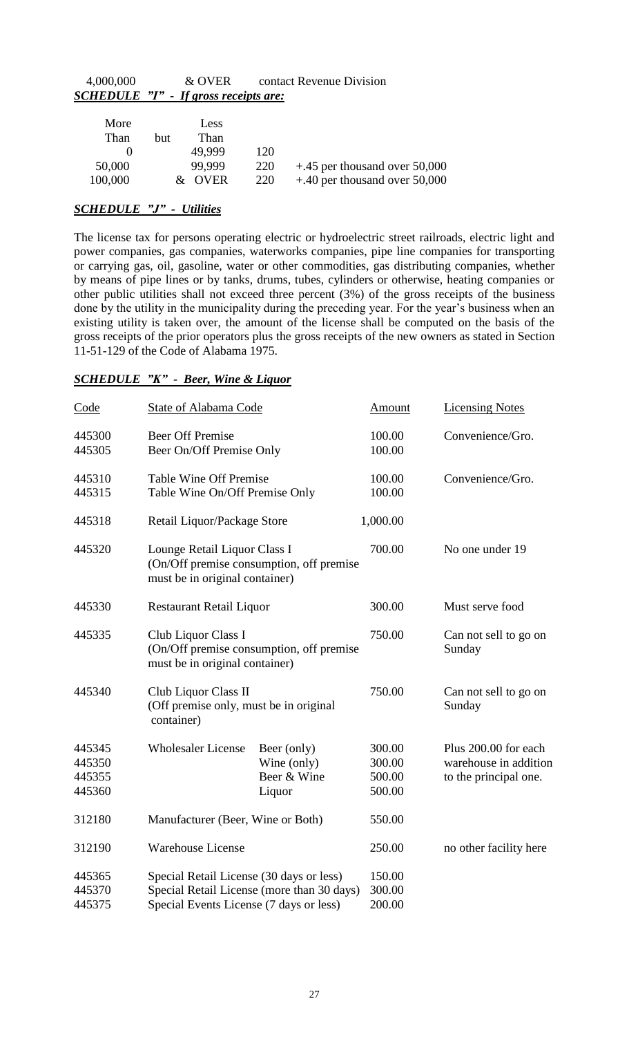| | | |
|---|---|---|
| 4,000,000 | & OVER | contact Revenue Division |

***SCHEDULE "I" - If gross receipts are:***

| More Than | but | Less Than | | |
|---|---|---|---|---|
| 0 | | 49,999 | 120 | |
| 50,000 | | 99,999 | 220 | +.45 per thousand over 50,000 |
| 100,000 | | & OVER | 220 | +.40 per thousand over 50,000 |

***SCHEDULE "J" - Utilities***

The license tax for persons operating electric or hydroelectric street railroads, electric light and power companies, gas companies, waterworks companies, pipe line companies for transporting or carrying gas, oil, gasoline, water or other commodities, gas distributing companies, whether by means of pipe lines or by tanks, drums, tubes, cylinders or otherwise, heating companies or other public utilities shall not exceed three percent (3%) of the gross receipts of the business done by the utility in the municipality during the preceding year. For the year's business when an existing utility is taken over, the amount of the license shall be computed on the basis of the gross receipts of the prior operators plus the gross receipts of the new owners as stated in Section 11-51-129 of the Code of Alabama 1975.

***SCHEDULE "K" - Beer, Wine & Liquor***

| Code | State of Alabama Code | | Amount | Licensing Notes |
|---|---|---|---|---|
| 445300 | Beer Off Premise | | 100.00 | Convenience/Gro. |
| 445305 | Beer On/Off Premise Only | | 100.00 | |
| 445310 | Table Wine Off Premise | | 100.00 | Convenience/Gro. |
| 445315 | Table Wine On/Off Premise Only | | 100.00 | |
| 445318 | Retail Liquor/Package Store | | 1,000.00 | |
| 445320 | Lounge Retail Liquor Class I (On/Off premise consumption, off premise must be in original container) | | 700.00 | No one under 19 |
| 445330 | Restaurant Retail Liquor | | 300.00 | Must serve food |
| 445335 | Club Liquor Class I (On/Off premise consumption, off premise must be in original container) | | 750.00 | Can not sell to go on Sunday |
| 445340 | Club Liquor Class II (Off premise only, must be in original container) | | 750.00 | Can not sell to go on Sunday |
| 445345 | Wholesaler License | Beer (only) | 300.00 | Plus 200.00 for each |
| 445350 | | Wine (only) | 300.00 | warehouse in addition |
| 445355 | | Beer & Wine | 500.00 | to the principal one. |
| 445360 | | Liquor | 500.00 | |
| 312180 | Manufacturer (Beer, Wine or Both) | | 550.00 | |
| 312190 | Warehouse License | | 250.00 | no other facility here |
| 445365 | Special Retail License (30 days or less) | | 150.00 | |
| 445370 | Special Retail License (more than 30 days) | | 300.00 | |
| 445375 | Special Events License (7 days or less) | | 200.00 | |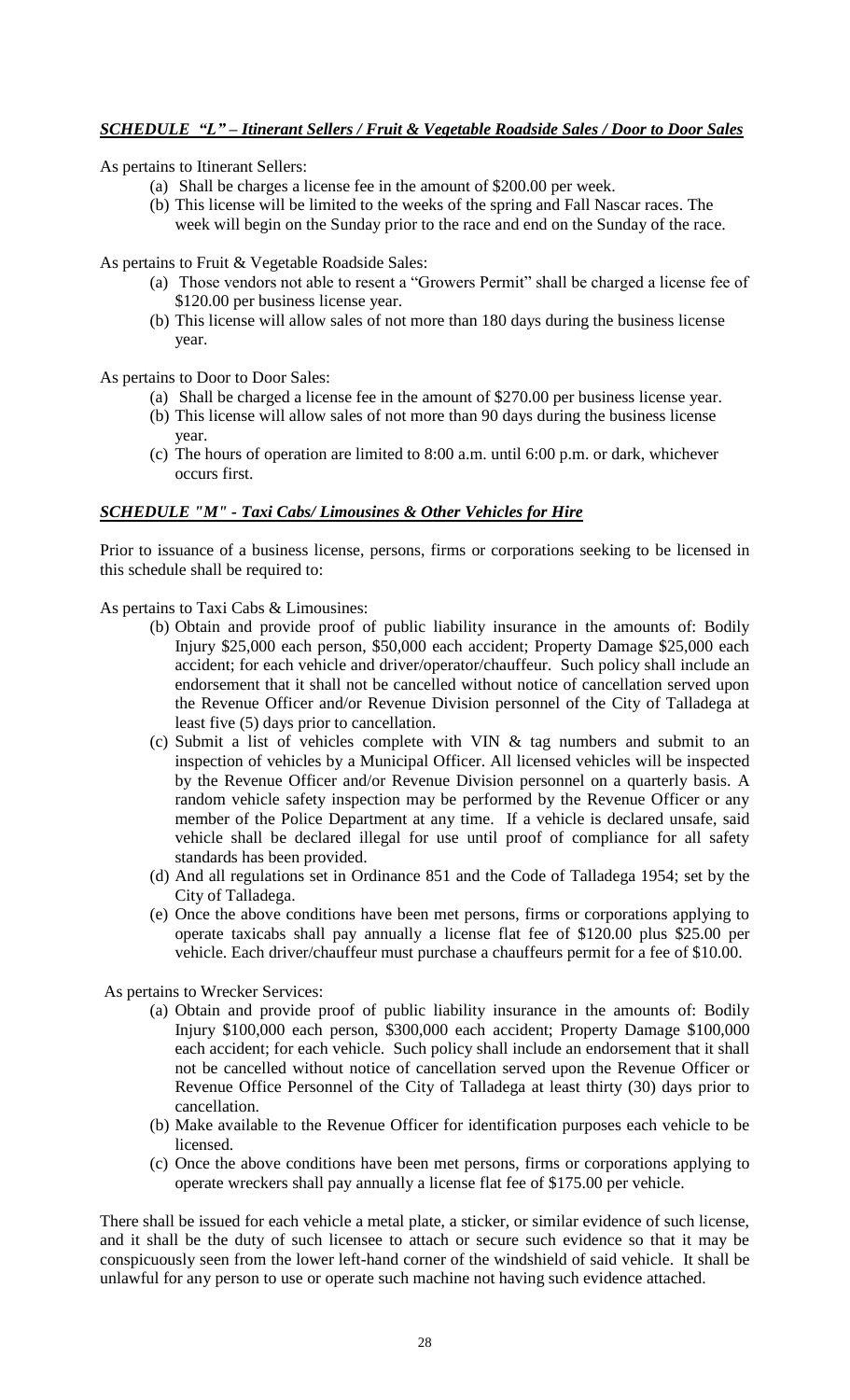***SCHEDULE "L" – Itinerant Sellers / Fruit & Vegetable Roadside Sales / Door to Door Sales***

As pertains to Itinerant Sellers:

(a) Shall be charges a license fee in the amount of $200.00 per week.
(b) This license will be limited to the weeks of the spring and Fall Nascar races. The week will begin on the Sunday prior to the race and end on the Sunday of the race.

As pertains to Fruit & Vegetable Roadside Sales:

(a) Those vendors not able to resent a "Growers Permit" shall be charged a license fee of $120.00 per business license year.
(b) This license will allow sales of not more than 180 days during the business license year.

As pertains to Door to Door Sales:

(a) Shall be charged a license fee in the amount of $270.00 per business license year.
(b) This license will allow sales of not more than 90 days during the business license year.
(c) The hours of operation are limited to 8:00 a.m. until 6:00 p.m. or dark, whichever occurs first.

***SCHEDULE "M" - Taxi Cabs/ Limousines & Other Vehicles for Hire***

Prior to issuance of a business license, persons, firms or corporations seeking to be licensed in this schedule shall be required to:

As pertains to Taxi Cabs & Limousines:

(b) Obtain and provide proof of public liability insurance in the amounts of: Bodily Injury $25,000 each person, $50,000 each accident; Property Damage $25,000 each accident; for each vehicle and driver/operator/chauffeur. Such policy shall include an endorsement that it shall not be cancelled without notice of cancellation served upon the Revenue Officer and/or Revenue Division personnel of the City of Talladega at least five (5) days prior to cancellation.
(c) Submit a list of vehicles complete with VIN & tag numbers and submit to an inspection of vehicles by a Municipal Officer. All licensed vehicles will be inspected by the Revenue Officer and/or Revenue Division personnel on a quarterly basis. A random vehicle safety inspection may be performed by the Revenue Officer or any member of the Police Department at any time. If a vehicle is declared unsafe, said vehicle shall be declared illegal for use until proof of compliance for all safety standards has been provided.
(d) And all regulations set in Ordinance 851 and the Code of Talladega 1954; set by the City of Talladega.
(e) Once the above conditions have been met persons, firms or corporations applying to operate taxicabs shall pay annually a license flat fee of $120.00 plus $25.00 per vehicle. Each driver/chauffeur must purchase a chauffeurs permit for a fee of $10.00.

As pertains to Wrecker Services:

(a) Obtain and provide proof of public liability insurance in the amounts of: Bodily Injury $100,000 each person, $300,000 each accident; Property Damage $100,000 each accident; for each vehicle. Such policy shall include an endorsement that it shall not be cancelled without notice of cancellation served upon the Revenue Officer or Revenue Office Personnel of the City of Talladega at least thirty (30) days prior to cancellation.
(b) Make available to the Revenue Officer for identification purposes each vehicle to be licensed.
(c) Once the above conditions have been met persons, firms or corporations applying to operate wreckers shall pay annually a license flat fee of $175.00 per vehicle.

There shall be issued for each vehicle a metal plate, a sticker, or similar evidence of such license, and it shall be the duty of such licensee to attach or secure such evidence so that it may be conspicuously seen from the lower left-hand corner of the windshield of said vehicle. It shall be unlawful for any person to use or operate such machine not having such evidence attached.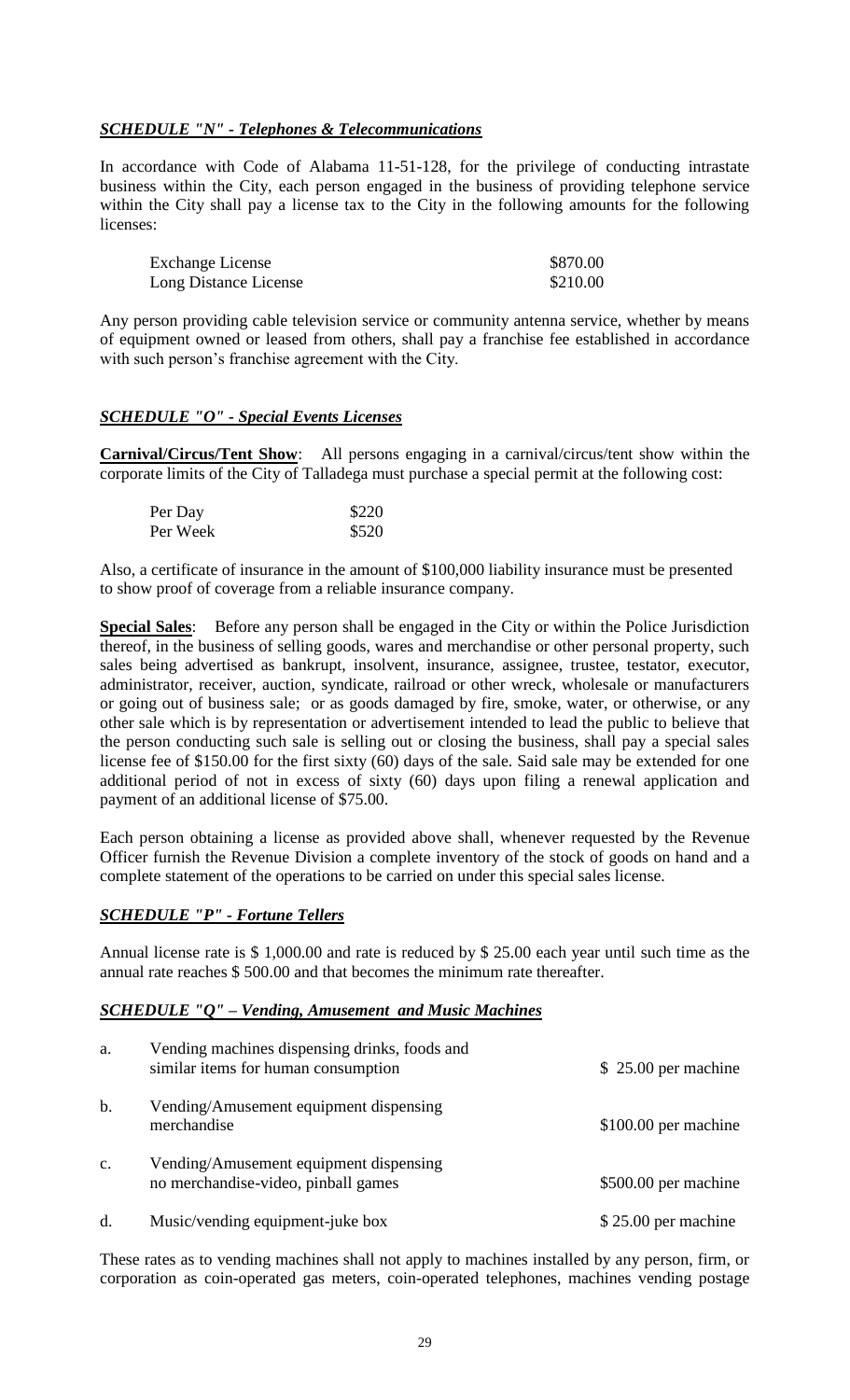***SCHEDULE "N" - Telephones & Telecommunications***

In accordance with Code of Alabama 11-51-128, for the privilege of conducting intrastate business within the City, each person engaged in the business of providing telephone service within the City shall pay a license tax to the City in the following amounts for the following licenses:

| | |
|---|---|
| Exchange License | \$870.00 |
| Long Distance License | \$210.00 |

Any person providing cable television service or community antenna service, whether by means of equipment owned or leased from others, shall pay a franchise fee established in accordance with such person's franchise agreement with the City.

***SCHEDULE "O" - Special Events Licenses***

**Carnival/Circus/Tent Show**: All persons engaging in a carnival/circus/tent show within the corporate limits of the City of Talladega must purchase a special permit at the following cost:

| | |
|---|---|
| Per Day | \$220 |
| Per Week | \$520 |

Also, a certificate of insurance in the amount of \$100,000 liability insurance must be presented to show proof of coverage from a reliable insurance company.

**Special Sales**: Before any person shall be engaged in the City or within the Police Jurisdiction thereof, in the business of selling goods, wares and merchandise or other personal property, such sales being advertised as bankrupt, insolvent, insurance, assignee, trustee, testator, executor, administrator, receiver, auction, syndicate, railroad or other wreck, wholesale or manufacturers or going out of business sale; or as goods damaged by fire, smoke, water, or otherwise, or any other sale which is by representation or advertisement intended to lead the public to believe that the person conducting such sale is selling out or closing the business, shall pay a special sales license fee of \$150.00 for the first sixty (60) days of the sale. Said sale may be extended for one additional period of not in excess of sixty (60) days upon filing a renewal application and payment of an additional license of \$75.00.

Each person obtaining a license as provided above shall, whenever requested by the Revenue Officer furnish the Revenue Division a complete inventory of the stock of goods on hand and a complete statement of the operations to be carried on under this special sales license.

***SCHEDULE "P" - Fortune Tellers***

Annual license rate is \$ 1,000.00 and rate is reduced by \$ 25.00 each year until such time as the annual rate reaches \$ 500.00 and that becomes the minimum rate thereafter.

***SCHEDULE "Q" – Vending, Amusement and Music Machines***

| | | |
|---|---|---|
| a. | Vending machines dispensing drinks, foods and similar items for human consumption | \$ 25.00 per machine |
| b. | Vending/Amusement equipment dispensing merchandise | \$100.00 per machine |
| c. | Vending/Amusement equipment dispensing no merchandise-video, pinball games | \$500.00 per machine |
| d. | Music/vending equipment-juke box | \$ 25.00 per machine |

These rates as to vending machines shall not apply to machines installed by any person, firm, or corporation as coin-operated gas meters, coin-operated telephones, machines vending postage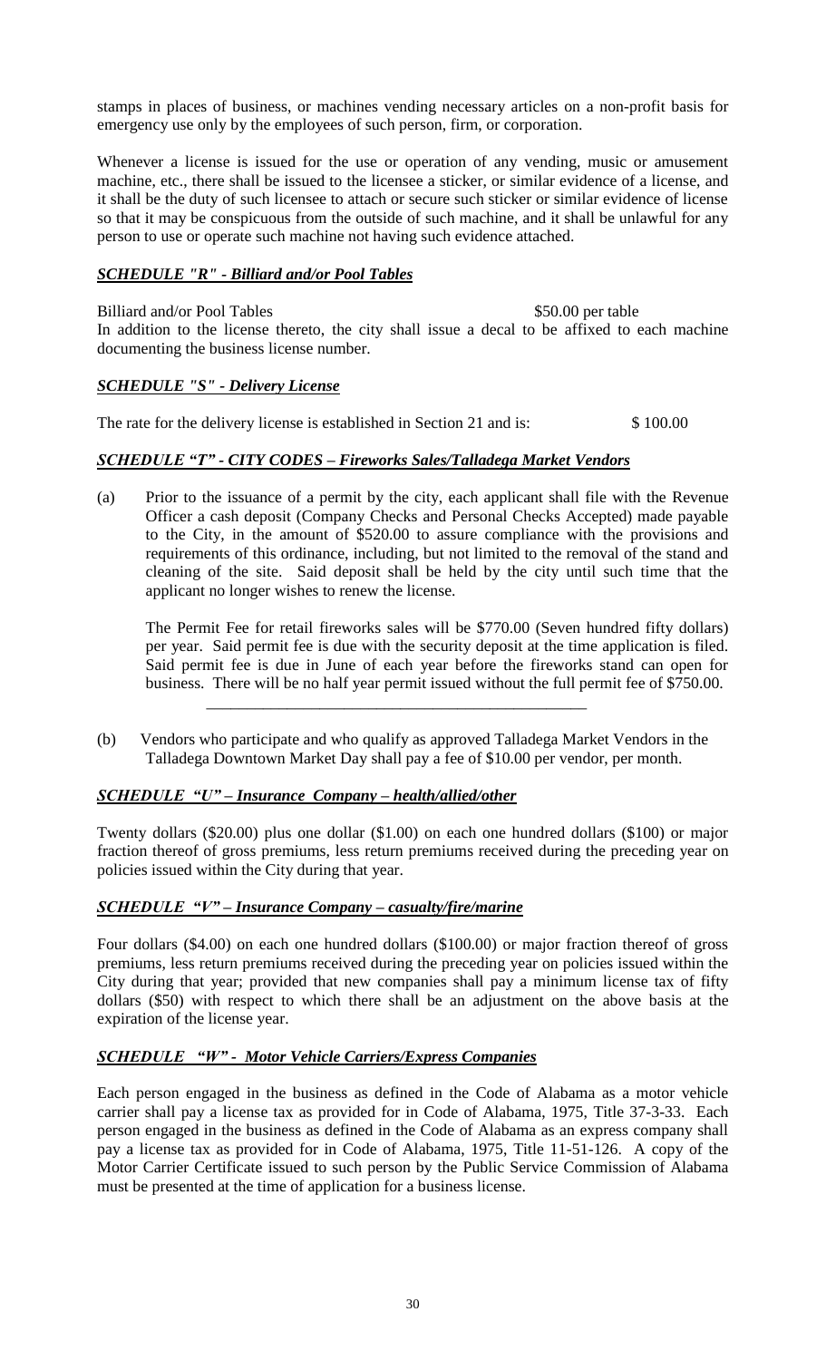stamps in places of business, or machines vending necessary articles on a non-profit basis for emergency use only by the employees of such person, firm, or corporation.

Whenever a license is issued for the use or operation of any vending, music or amusement machine, etc., there shall be issued to the licensee a sticker, or similar evidence of a license, and it shall be the duty of such licensee to attach or secure such sticker or similar evidence of license so that it may be conspicuous from the outside of such machine, and it shall be unlawful for any person to use or operate such machine not having such evidence attached.

### ***SCHEDULE "R" - Billiard and/or Pool Tables***

Billiard and/or Pool Tables $50.00 per table

In addition to the license thereto, the city shall issue a decal to be affixed to each machine documenting the business license number.

### ***SCHEDULE "S" - Delivery License***

The rate for the delivery license is established in Section 21 and is: $ 100.00

### ***SCHEDULE "T" - CITY CODES – Fireworks Sales/Talladega Market Vendors***

(a) Prior to the issuance of a permit by the city, each applicant shall file with the Revenue Officer a cash deposit (Company Checks and Personal Checks Accepted) made payable to the City, in the amount of $520.00 to assure compliance with the provisions and requirements of this ordinance, including, but not limited to the removal of the stand and cleaning of the site. Said deposit shall be held by the city until such time that the applicant no longer wishes to renew the license.

The Permit Fee for retail fireworks sales will be $770.00 (Seven hundred fifty dollars) per year. Said permit fee is due with the security deposit at the time application is filed. Said permit fee is due in June of each year before the fireworks stand can open for business. There will be no half year permit issued without the full permit fee of $750.00.

---

(b) Vendors who participate and who qualify as approved Talladega Market Vendors in the Talladega Downtown Market Day shall pay a fee of $10.00 per vendor, per month.

### ***SCHEDULE "U" – Insurance Company – health/allied/other***

Twenty dollars ($20.00) plus one dollar ($1.00) on each one hundred dollars ($100) or major fraction thereof of gross premiums, less return premiums received during the preceding year on policies issued within the City during that year.

### ***SCHEDULE "V" – Insurance Company – casualty/fire/marine***

Four dollars ($4.00) on each one hundred dollars ($100.00) or major fraction thereof of gross premiums, less return premiums received during the preceding year on policies issued within the City during that year; provided that new companies shall pay a minimum license tax of fifty dollars ($50) with respect to which there shall be an adjustment on the above basis at the expiration of the license year.

### ***SCHEDULE "W" - Motor Vehicle Carriers/Express Companies***

Each person engaged in the business as defined in the Code of Alabama as a motor vehicle carrier shall pay a license tax as provided for in Code of Alabama, 1975, Title 37-3-33. Each person engaged in the business as defined in the Code of Alabama as an express company shall pay a license tax as provided for in Code of Alabama, 1975, Title 11-51-126. A copy of the Motor Carrier Certificate issued to such person by the Public Service Commission of Alabama must be presented at the time of application for a business license.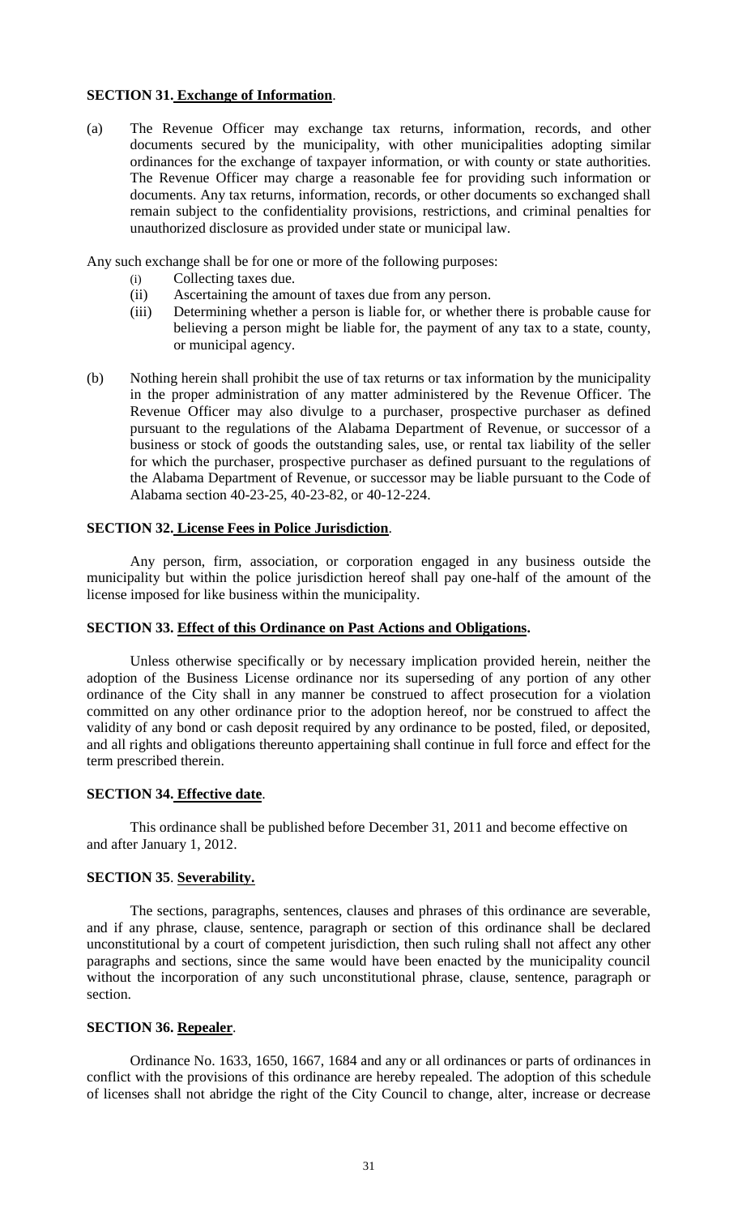**SECTION 31. Exchange of Information**.

(a) The Revenue Officer may exchange tax returns, information, records, and other documents secured by the municipality, with other municipalities adopting similar ordinances for the exchange of taxpayer information, or with county or state authorities. The Revenue Officer may charge a reasonable fee for providing such information or documents. Any tax returns, information, records, or other documents so exchanged shall remain subject to the confidentiality provisions, restrictions, and criminal penalties for unauthorized disclosure as provided under state or municipal law.

Any such exchange shall be for one or more of the following purposes:

- (i) Collecting taxes due.
- (ii) Ascertaining the amount of taxes due from any person.
- (iii) Determining whether a person is liable for, or whether there is probable cause for believing a person might be liable for, the payment of any tax to a state, county, or municipal agency.

(b) Nothing herein shall prohibit the use of tax returns or tax information by the municipality in the proper administration of any matter administered by the Revenue Officer. The Revenue Officer may also divulge to a purchaser, prospective purchaser as defined pursuant to the regulations of the Alabama Department of Revenue, or successor of a business or stock of goods the outstanding sales, use, or rental tax liability of the seller for which the purchaser, prospective purchaser as defined pursuant to the regulations of the Alabama Department of Revenue, or successor may be liable pursuant to the Code of Alabama section 40-23-25, 40-23-82, or 40-12-224.

**SECTION 32. License Fees in Police Jurisdiction**.

Any person, firm, association, or corporation engaged in any business outside the municipality but within the police jurisdiction hereof shall pay one-half of the amount of the license imposed for like business within the municipality.

**SECTION 33. Effect of this Ordinance on Past Actions and Obligations.**

Unless otherwise specifically or by necessary implication provided herein, neither the adoption of the Business License ordinance nor its superseding of any portion of any other ordinance of the City shall in any manner be construed to affect prosecution for a violation committed on any other ordinance prior to the adoption hereof, nor be construed to affect the validity of any bond or cash deposit required by any ordinance to be posted, filed, or deposited, and all rights and obligations thereunto appertaining shall continue in full force and effect for the term prescribed therein.

**SECTION 34. Effective date**.

This ordinance shall be published before December 31, 2011 and become effective on and after January 1, 2012.

**SECTION 35**. **Severability.**

The sections, paragraphs, sentences, clauses and phrases of this ordinance are severable, and if any phrase, clause, sentence, paragraph or section of this ordinance shall be declared unconstitutional by a court of competent jurisdiction, then such ruling shall not affect any other paragraphs and sections, since the same would have been enacted by the municipality council without the incorporation of any such unconstitutional phrase, clause, sentence, paragraph or section.

**SECTION 36. Repealer**.

Ordinance No. 1633, 1650, 1667, 1684 and any or all ordinances or parts of ordinances in conflict with the provisions of this ordinance are hereby repealed. The adoption of this schedule of licenses shall not abridge the right of the City Council to change, alter, increase or decrease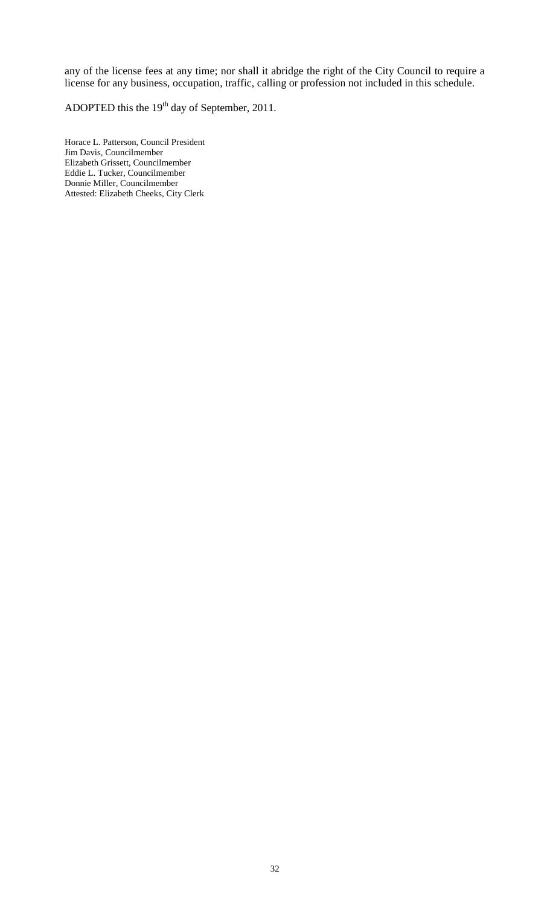any of the license fees at any time; nor shall it abridge the right of the City Council to require a license for any business, occupation, traffic, calling or profession not included in this schedule.

ADOPTED this the 19th day of September, 2011.

Horace L. Patterson, Council President
Jim Davis, Councilmember
Elizabeth Grissett, Councilmember
Eddie L. Tucker, Councilmember
Donnie Miller, Councilmember
Attested: Elizabeth Cheeks, City Clerk